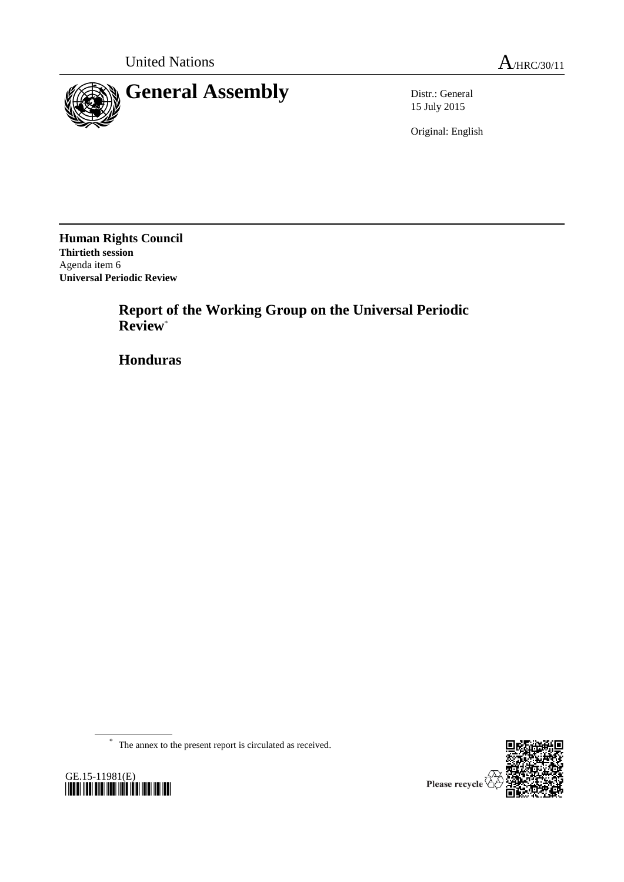United Nations

A/HRC/30/11

# General Assembly

Distr.: General
15 July 2015

Original: English

**Human Rights Council**
**Thirtieth session**
Agenda item 6
**Universal Periodic Review**

## Report of the Working Group on the Universal Periodic Review*

## Honduras

* The annex to the present report is circulated as received.

GE.15-11981(E)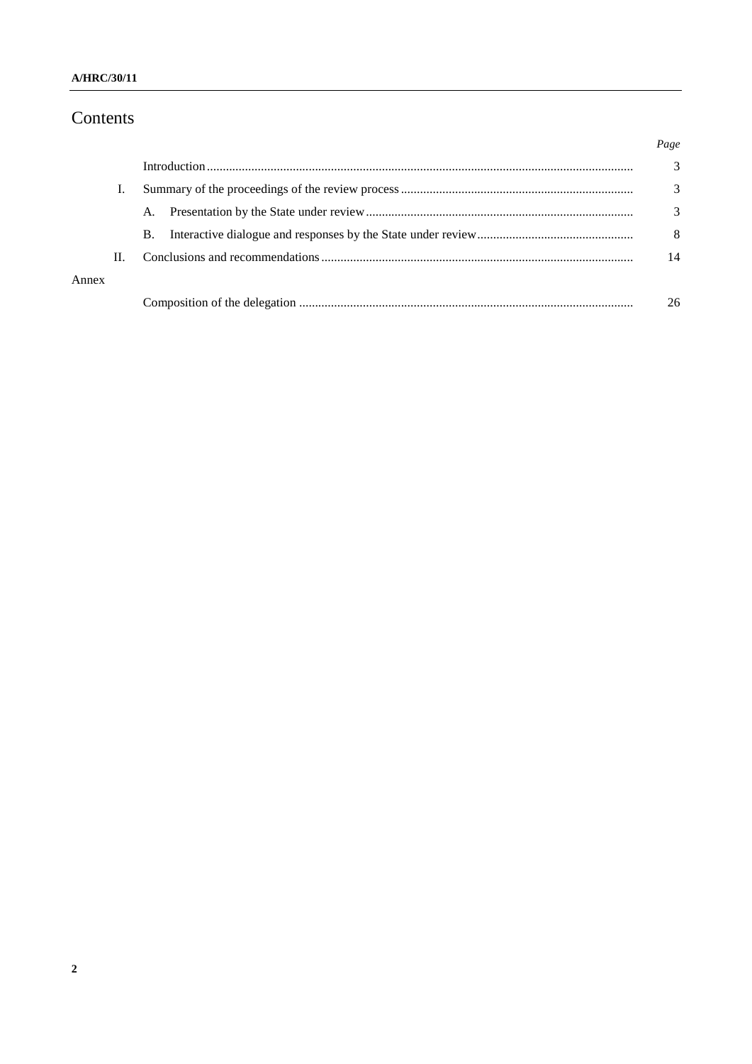# Contents

| | | Page |
|---|---|---|
| | Introduction | 3 |
| I. | Summary of the proceedings of the review process | 3 |
| | A. Presentation by the State under review | 3 |
| | B. Interactive dialogue and responses by the State under review | 8 |
| II. | Conclusions and recommendations | 14 |
| Annex | | |
| | Composition of the delegation | 26 |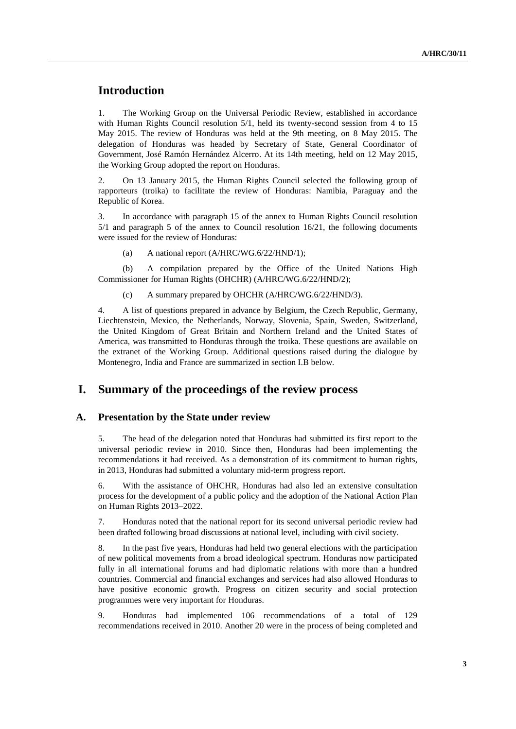# Introduction

1. The Working Group on the Universal Periodic Review, established in accordance with Human Rights Council resolution 5/1, held its twenty-second session from 4 to 15 May 2015. The review of Honduras was held at the 9th meeting, on 8 May 2015. The delegation of Honduras was headed by Secretary of State, General Coordinator of Government, José Ramón Hernández Alcerro. At its 14th meeting, held on 12 May 2015, the Working Group adopted the report on Honduras.

2. On 13 January 2015, the Human Rights Council selected the following group of rapporteurs (troika) to facilitate the review of Honduras: Namibia, Paraguay and the Republic of Korea.

3. In accordance with paragraph 15 of the annex to Human Rights Council resolution 5/1 and paragraph 5 of the annex to Council resolution 16/21, the following documents were issued for the review of Honduras:

(a) A national report (A/HRC/WG.6/22/HND/1);

(b) A compilation prepared by the Office of the United Nations High Commissioner for Human Rights (OHCHR) (A/HRC/WG.6/22/HND/2);

(c) A summary prepared by OHCHR (A/HRC/WG.6/22/HND/3).

4. A list of questions prepared in advance by Belgium, the Czech Republic, Germany, Liechtenstein, Mexico, the Netherlands, Norway, Slovenia, Spain, Sweden, Switzerland, the United Kingdom of Great Britain and Northern Ireland and the United States of America, was transmitted to Honduras through the troika. These questions are available on the extranet of the Working Group. Additional questions raised during the dialogue by Montenegro, India and France are summarized in section I.B below.

# I. Summary of the proceedings of the review process

## A. Presentation by the State under review

5. The head of the delegation noted that Honduras had submitted its first report to the universal periodic review in 2010. Since then, Honduras had been implementing the recommendations it had received. As a demonstration of its commitment to human rights, in 2013, Honduras had submitted a voluntary mid-term progress report.

6. With the assistance of OHCHR, Honduras had also led an extensive consultation process for the development of a public policy and the adoption of the National Action Plan on Human Rights 2013–2022.

7. Honduras noted that the national report for its second universal periodic review had been drafted following broad discussions at national level, including with civil society.

8. In the past five years, Honduras had held two general elections with the participation of new political movements from a broad ideological spectrum. Honduras now participated fully in all international forums and had diplomatic relations with more than a hundred countries. Commercial and financial exchanges and services had also allowed Honduras to have positive economic growth. Progress on citizen security and social protection programmes were very important for Honduras.

9. Honduras had implemented 106 recommendations of a total of 129 recommendations received in 2010. Another 20 were in the process of being completed and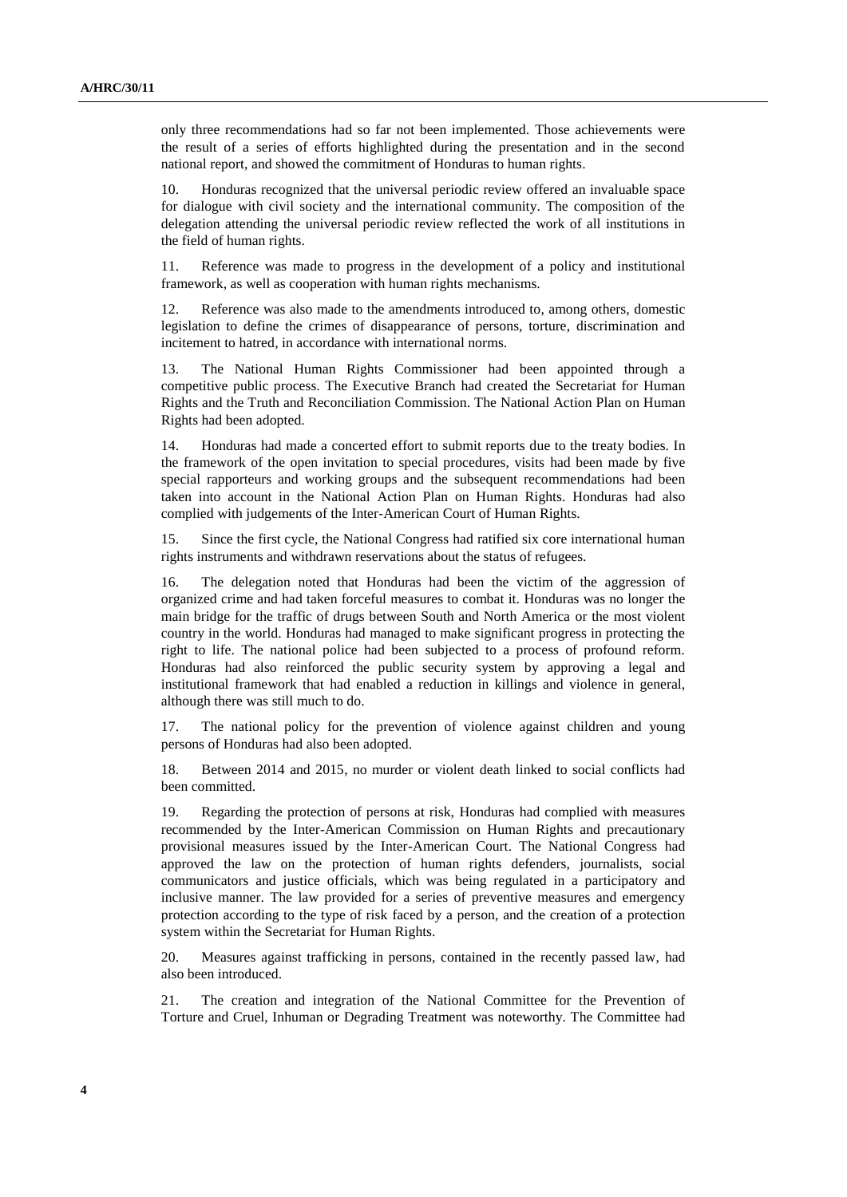only three recommendations had so far not been implemented. Those achievements were the result of a series of efforts highlighted during the presentation and in the second national report, and showed the commitment of Honduras to human rights.

10. Honduras recognized that the universal periodic review offered an invaluable space for dialogue with civil society and the international community. The composition of the delegation attending the universal periodic review reflected the work of all institutions in the field of human rights.

11. Reference was made to progress in the development of a policy and institutional framework, as well as cooperation with human rights mechanisms.

12. Reference was also made to the amendments introduced to, among others, domestic legislation to define the crimes of disappearance of persons, torture, discrimination and incitement to hatred, in accordance with international norms.

13. The National Human Rights Commissioner had been appointed through a competitive public process. The Executive Branch had created the Secretariat for Human Rights and the Truth and Reconciliation Commission. The National Action Plan on Human Rights had been adopted.

14. Honduras had made a concerted effort to submit reports due to the treaty bodies. In the framework of the open invitation to special procedures, visits had been made by five special rapporteurs and working groups and the subsequent recommendations had been taken into account in the National Action Plan on Human Rights. Honduras had also complied with judgements of the Inter-American Court of Human Rights.

15. Since the first cycle, the National Congress had ratified six core international human rights instruments and withdrawn reservations about the status of refugees.

16. The delegation noted that Honduras had been the victim of the aggression of organized crime and had taken forceful measures to combat it. Honduras was no longer the main bridge for the traffic of drugs between South and North America or the most violent country in the world. Honduras had managed to make significant progress in protecting the right to life. The national police had been subjected to a process of profound reform. Honduras had also reinforced the public security system by approving a legal and institutional framework that had enabled a reduction in killings and violence in general, although there was still much to do.

17. The national policy for the prevention of violence against children and young persons of Honduras had also been adopted.

18. Between 2014 and 2015, no murder or violent death linked to social conflicts had been committed.

19. Regarding the protection of persons at risk, Honduras had complied with measures recommended by the Inter-American Commission on Human Rights and precautionary provisional measures issued by the Inter-American Court. The National Congress had approved the law on the protection of human rights defenders, journalists, social communicators and justice officials, which was being regulated in a participatory and inclusive manner. The law provided for a series of preventive measures and emergency protection according to the type of risk faced by a person, and the creation of a protection system within the Secretariat for Human Rights.

20. Measures against trafficking in persons, contained in the recently passed law, had also been introduced.

21. The creation and integration of the National Committee for the Prevention of Torture and Cruel, Inhuman or Degrading Treatment was noteworthy. The Committee had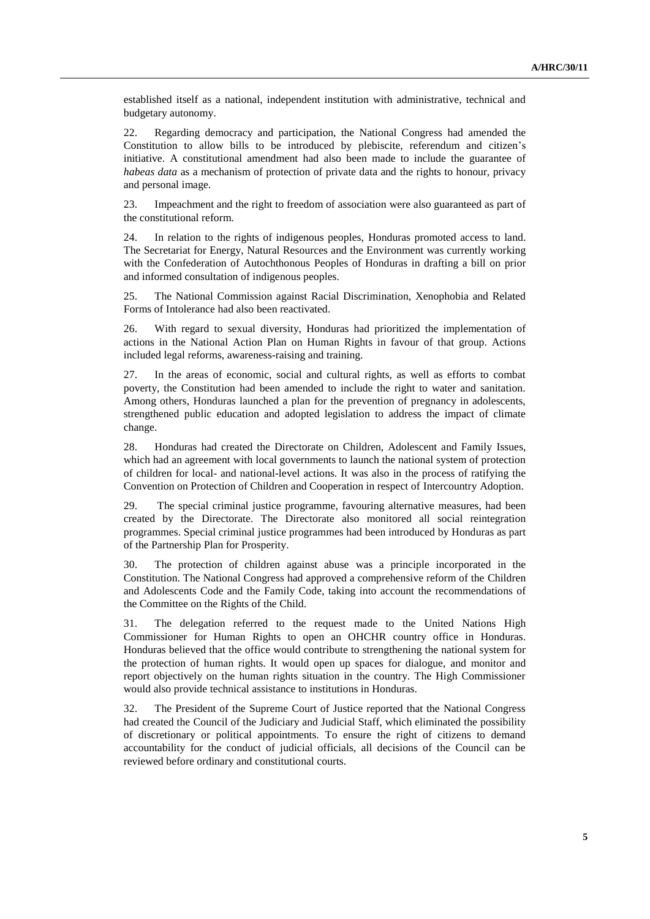established itself as a national, independent institution with administrative, technical and budgetary autonomy.

22. Regarding democracy and participation, the National Congress had amended the Constitution to allow bills to be introduced by plebiscite, referendum and citizen's initiative. A constitutional amendment had also been made to include the guarantee of *habeas data* as a mechanism of protection of private data and the rights to honour, privacy and personal image.

23. Impeachment and the right to freedom of association were also guaranteed as part of the constitutional reform.

24. In relation to the rights of indigenous peoples, Honduras promoted access to land. The Secretariat for Energy, Natural Resources and the Environment was currently working with the Confederation of Autochthonous Peoples of Honduras in drafting a bill on prior and informed consultation of indigenous peoples.

25. The National Commission against Racial Discrimination, Xenophobia and Related Forms of Intolerance had also been reactivated.

26. With regard to sexual diversity, Honduras had prioritized the implementation of actions in the National Action Plan on Human Rights in favour of that group. Actions included legal reforms, awareness-raising and training.

27. In the areas of economic, social and cultural rights, as well as efforts to combat poverty, the Constitution had been amended to include the right to water and sanitation. Among others, Honduras launched a plan for the prevention of pregnancy in adolescents, strengthened public education and adopted legislation to address the impact of climate change.

28. Honduras had created the Directorate on Children, Adolescent and Family Issues, which had an agreement with local governments to launch the national system of protection of children for local- and national-level actions. It was also in the process of ratifying the Convention on Protection of Children and Cooperation in respect of Intercountry Adoption.

29. The special criminal justice programme, favouring alternative measures, had been created by the Directorate. The Directorate also monitored all social reintegration programmes. Special criminal justice programmes had been introduced by Honduras as part of the Partnership Plan for Prosperity.

30. The protection of children against abuse was a principle incorporated in the Constitution. The National Congress had approved a comprehensive reform of the Children and Adolescents Code and the Family Code, taking into account the recommendations of the Committee on the Rights of the Child.

31. The delegation referred to the request made to the United Nations High Commissioner for Human Rights to open an OHCHR country office in Honduras. Honduras believed that the office would contribute to strengthening the national system for the protection of human rights. It would open up spaces for dialogue, and monitor and report objectively on the human rights situation in the country. The High Commissioner would also provide technical assistance to institutions in Honduras.

32. The President of the Supreme Court of Justice reported that the National Congress had created the Council of the Judiciary and Judicial Staff, which eliminated the possibility of discretionary or political appointments. To ensure the right of citizens to demand accountability for the conduct of judicial officials, all decisions of the Council can be reviewed before ordinary and constitutional courts.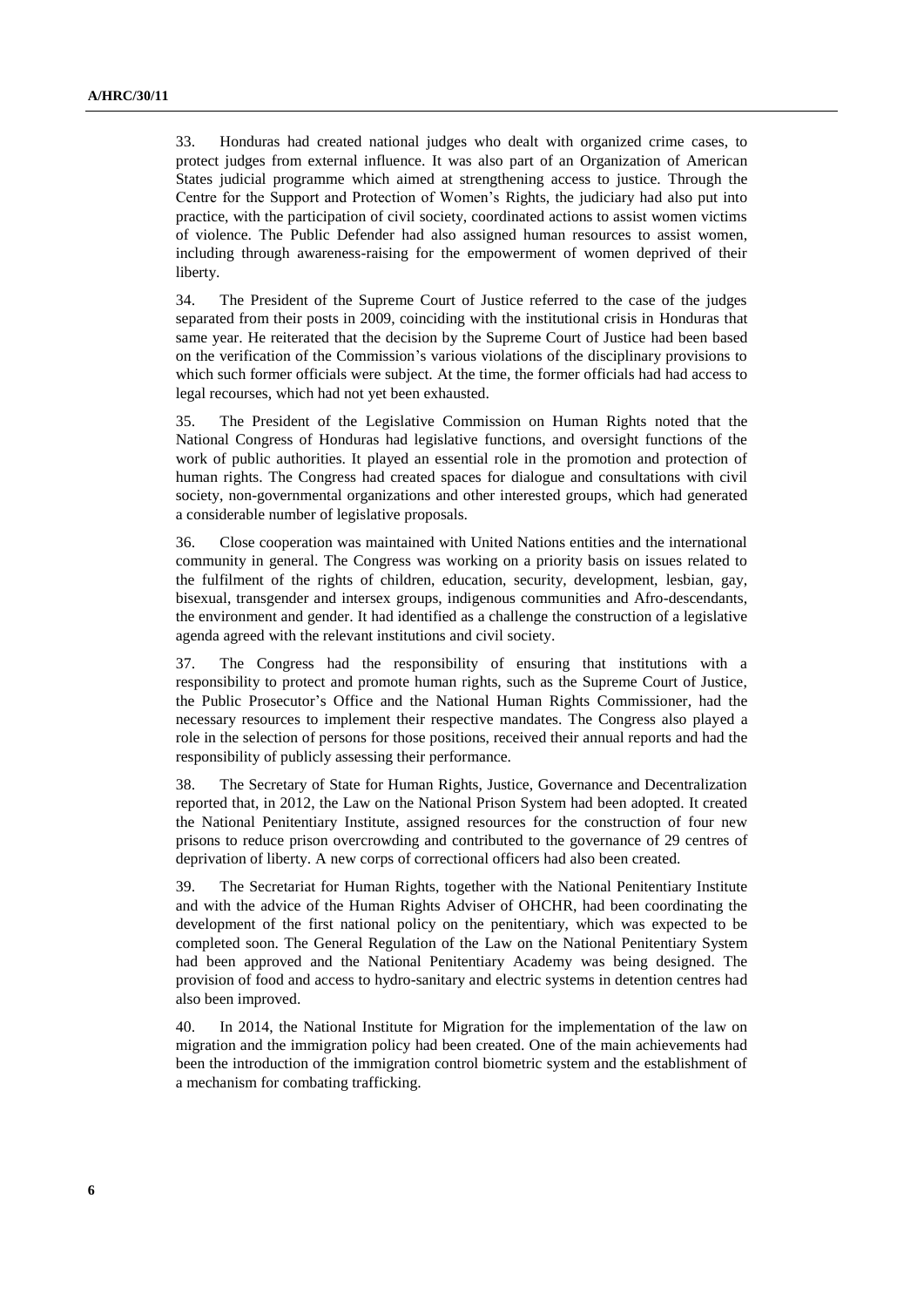33. Honduras had created national judges who dealt with organized crime cases, to protect judges from external influence. It was also part of an Organization of American States judicial programme which aimed at strengthening access to justice. Through the Centre for the Support and Protection of Women's Rights, the judiciary had also put into practice, with the participation of civil society, coordinated actions to assist women victims of violence. The Public Defender had also assigned human resources to assist women, including through awareness-raising for the empowerment of women deprived of their liberty.

34. The President of the Supreme Court of Justice referred to the case of the judges separated from their posts in 2009, coinciding with the institutional crisis in Honduras that same year. He reiterated that the decision by the Supreme Court of Justice had been based on the verification of the Commission's various violations of the disciplinary provisions to which such former officials were subject. At the time, the former officials had had access to legal recourses, which had not yet been exhausted.

35. The President of the Legislative Commission on Human Rights noted that the National Congress of Honduras had legislative functions, and oversight functions of the work of public authorities. It played an essential role in the promotion and protection of human rights. The Congress had created spaces for dialogue and consultations with civil society, non-governmental organizations and other interested groups, which had generated a considerable number of legislative proposals.

36. Close cooperation was maintained with United Nations entities and the international community in general. The Congress was working on a priority basis on issues related to the fulfilment of the rights of children, education, security, development, lesbian, gay, bisexual, transgender and intersex groups, indigenous communities and Afro-descendants, the environment and gender. It had identified as a challenge the construction of a legislative agenda agreed with the relevant institutions and civil society.

37. The Congress had the responsibility of ensuring that institutions with a responsibility to protect and promote human rights, such as the Supreme Court of Justice, the Public Prosecutor's Office and the National Human Rights Commissioner, had the necessary resources to implement their respective mandates. The Congress also played a role in the selection of persons for those positions, received their annual reports and had the responsibility of publicly assessing their performance.

38. The Secretary of State for Human Rights, Justice, Governance and Decentralization reported that, in 2012, the Law on the National Prison System had been adopted. It created the National Penitentiary Institute, assigned resources for the construction of four new prisons to reduce prison overcrowding and contributed to the governance of 29 centres of deprivation of liberty. A new corps of correctional officers had also been created.

39. The Secretariat for Human Rights, together with the National Penitentiary Institute and with the advice of the Human Rights Adviser of OHCHR, had been coordinating the development of the first national policy on the penitentiary, which was expected to be completed soon. The General Regulation of the Law on the National Penitentiary System had been approved and the National Penitentiary Academy was being designed. The provision of food and access to hydro-sanitary and electric systems in detention centres had also been improved.

40. In 2014, the National Institute for Migration for the implementation of the law on migration and the immigration policy had been created. One of the main achievements had been the introduction of the immigration control biometric system and the establishment of a mechanism for combating trafficking.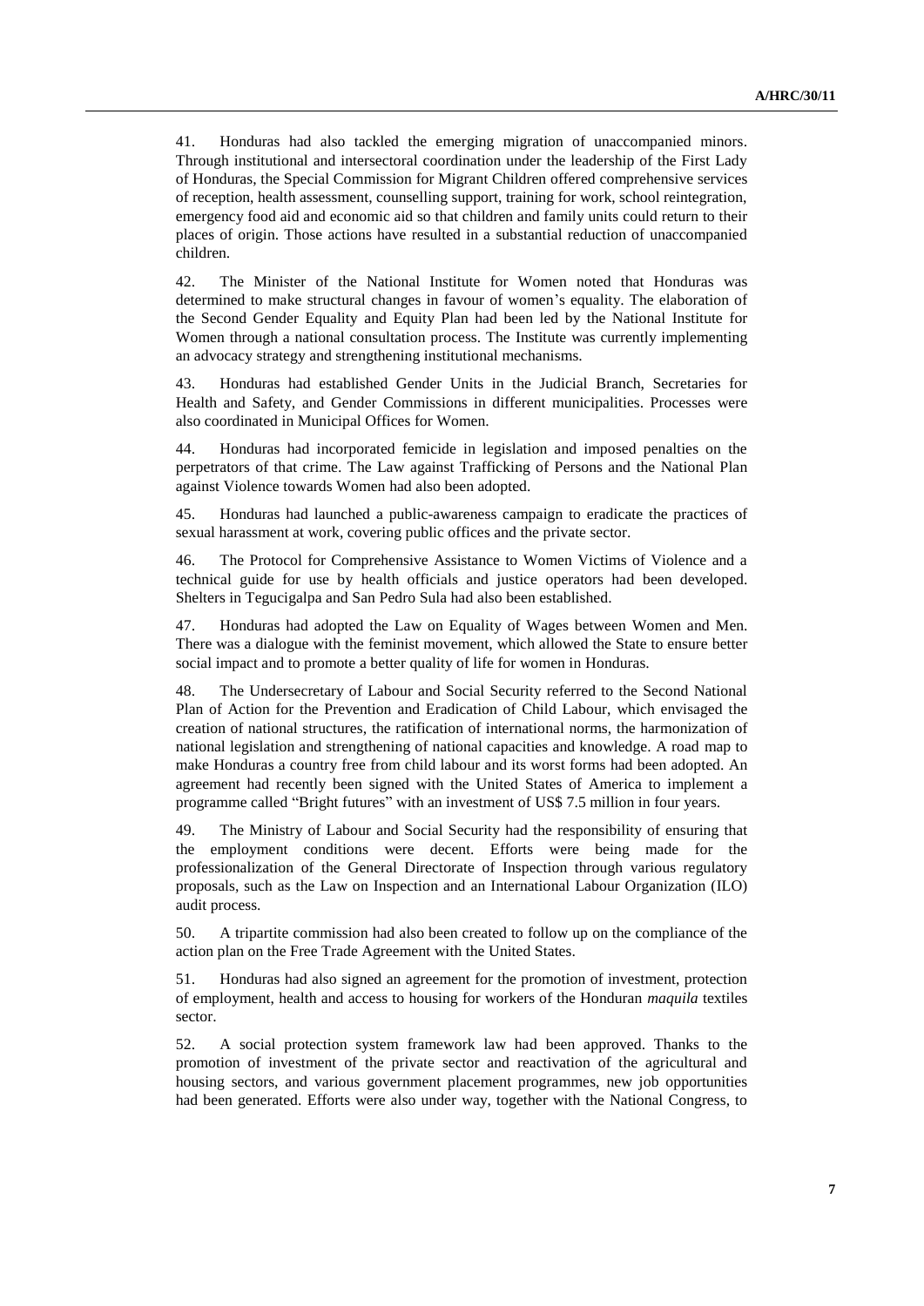41. Honduras had also tackled the emerging migration of unaccompanied minors. Through institutional and intersectoral coordination under the leadership of the First Lady of Honduras, the Special Commission for Migrant Children offered comprehensive services of reception, health assessment, counselling support, training for work, school reintegration, emergency food aid and economic aid so that children and family units could return to their places of origin. Those actions have resulted in a substantial reduction of unaccompanied children.

42. The Minister of the National Institute for Women noted that Honduras was determined to make structural changes in favour of women's equality. The elaboration of the Second Gender Equality and Equity Plan had been led by the National Institute for Women through a national consultation process. The Institute was currently implementing an advocacy strategy and strengthening institutional mechanisms.

43. Honduras had established Gender Units in the Judicial Branch, Secretaries for Health and Safety, and Gender Commissions in different municipalities. Processes were also coordinated in Municipal Offices for Women.

44. Honduras had incorporated femicide in legislation and imposed penalties on the perpetrators of that crime. The Law against Trafficking of Persons and the National Plan against Violence towards Women had also been adopted.

45. Honduras had launched a public-awareness campaign to eradicate the practices of sexual harassment at work, covering public offices and the private sector.

46. The Protocol for Comprehensive Assistance to Women Victims of Violence and a technical guide for use by health officials and justice operators had been developed. Shelters in Tegucigalpa and San Pedro Sula had also been established.

47. Honduras had adopted the Law on Equality of Wages between Women and Men. There was a dialogue with the feminist movement, which allowed the State to ensure better social impact and to promote a better quality of life for women in Honduras.

48. The Undersecretary of Labour and Social Security referred to the Second National Plan of Action for the Prevention and Eradication of Child Labour, which envisaged the creation of national structures, the ratification of international norms, the harmonization of national legislation and strengthening of national capacities and knowledge. A road map to make Honduras a country free from child labour and its worst forms had been adopted. An agreement had recently been signed with the United States of America to implement a programme called "Bright futures" with an investment of US$ 7.5 million in four years.

49. The Ministry of Labour and Social Security had the responsibility of ensuring that the employment conditions were decent. Efforts were being made for the professionalization of the General Directorate of Inspection through various regulatory proposals, such as the Law on Inspection and an International Labour Organization (ILO) audit process.

50. A tripartite commission had also been created to follow up on the compliance of the action plan on the Free Trade Agreement with the United States.

51. Honduras had also signed an agreement for the promotion of investment, protection of employment, health and access to housing for workers of the Honduran *maquila* textiles sector.

52. A social protection system framework law had been approved. Thanks to the promotion of investment of the private sector and reactivation of the agricultural and housing sectors, and various government placement programmes, new job opportunities had been generated. Efforts were also under way, together with the National Congress, to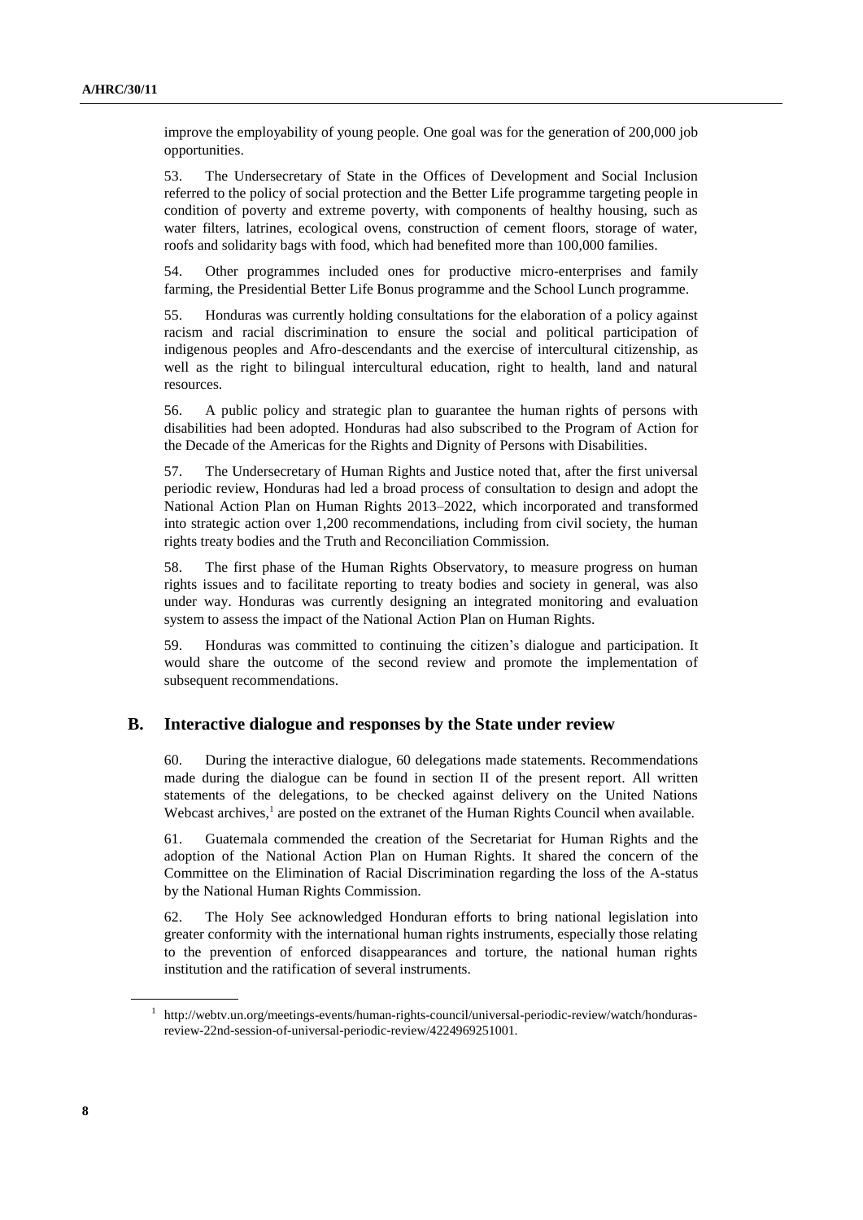improve the employability of young people. One goal was for the generation of 200,000 job opportunities.

53. The Undersecretary of State in the Offices of Development and Social Inclusion referred to the policy of social protection and the Better Life programme targeting people in condition of poverty and extreme poverty, with components of healthy housing, such as water filters, latrines, ecological ovens, construction of cement floors, storage of water, roofs and solidarity bags with food, which had benefited more than 100,000 families.

54. Other programmes included ones for productive micro-enterprises and family farming, the Presidential Better Life Bonus programme and the School Lunch programme.

55. Honduras was currently holding consultations for the elaboration of a policy against racism and racial discrimination to ensure the social and political participation of indigenous peoples and Afro-descendants and the exercise of intercultural citizenship, as well as the right to bilingual intercultural education, right to health, land and natural resources.

56. A public policy and strategic plan to guarantee the human rights of persons with disabilities had been adopted. Honduras had also subscribed to the Program of Action for the Decade of the Americas for the Rights and Dignity of Persons with Disabilities.

57. The Undersecretary of Human Rights and Justice noted that, after the first universal periodic review, Honduras had led a broad process of consultation to design and adopt the National Action Plan on Human Rights 2013–2022, which incorporated and transformed into strategic action over 1,200 recommendations, including from civil society, the human rights treaty bodies and the Truth and Reconciliation Commission.

58. The first phase of the Human Rights Observatory, to measure progress on human rights issues and to facilitate reporting to treaty bodies and society in general, was also under way. Honduras was currently designing an integrated monitoring and evaluation system to assess the impact of the National Action Plan on Human Rights.

59. Honduras was committed to continuing the citizen's dialogue and participation. It would share the outcome of the second review and promote the implementation of subsequent recommendations.

## B. Interactive dialogue and responses by the State under review

60. During the interactive dialogue, 60 delegations made statements. Recommendations made during the dialogue can be found in section II of the present report. All written statements of the delegations, to be checked against delivery on the United Nations Webcast archives,[1] are posted on the extranet of the Human Rights Council when available.

61. Guatemala commended the creation of the Secretariat for Human Rights and the adoption of the National Action Plan on Human Rights. It shared the concern of the Committee on the Elimination of Racial Discrimination regarding the loss of the A-status by the National Human Rights Commission.

62. The Holy See acknowledged Honduran efforts to bring national legislation into greater conformity with the international human rights instruments, especially those relating to the prevention of enforced disappearances and torture, the national human rights institution and the ratification of several instruments.

[1] http://webtv.un.org/meetings-events/human-rights-council/universal-periodic-review/watch/honduras-review-22nd-session-of-universal-periodic-review/4224969251001.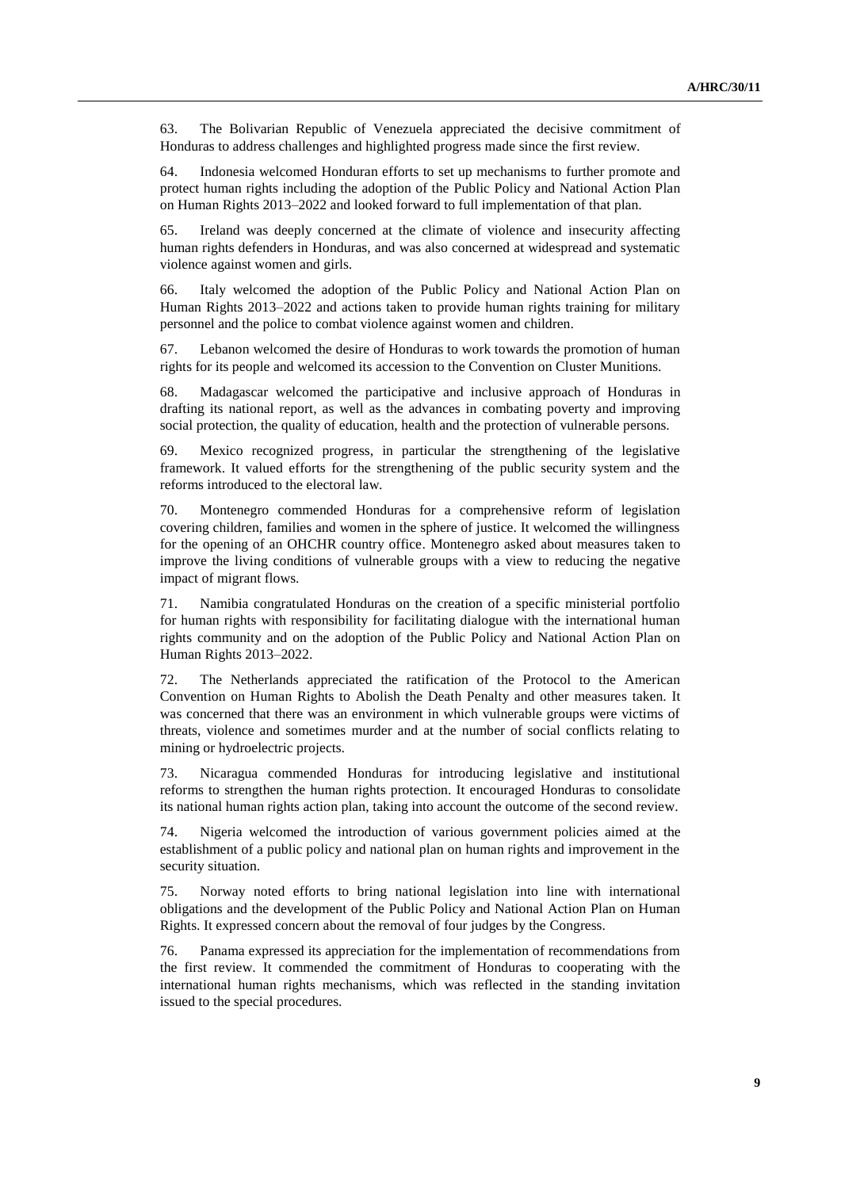63. The Bolivarian Republic of Venezuela appreciated the decisive commitment of Honduras to address challenges and highlighted progress made since the first review.

64. Indonesia welcomed Honduran efforts to set up mechanisms to further promote and protect human rights including the adoption of the Public Policy and National Action Plan on Human Rights 2013–2022 and looked forward to full implementation of that plan.

65. Ireland was deeply concerned at the climate of violence and insecurity affecting human rights defenders in Honduras, and was also concerned at widespread and systematic violence against women and girls.

66. Italy welcomed the adoption of the Public Policy and National Action Plan on Human Rights 2013–2022 and actions taken to provide human rights training for military personnel and the police to combat violence against women and children.

67. Lebanon welcomed the desire of Honduras to work towards the promotion of human rights for its people and welcomed its accession to the Convention on Cluster Munitions.

68. Madagascar welcomed the participative and inclusive approach of Honduras in drafting its national report, as well as the advances in combating poverty and improving social protection, the quality of education, health and the protection of vulnerable persons.

69. Mexico recognized progress, in particular the strengthening of the legislative framework. It valued efforts for the strengthening of the public security system and the reforms introduced to the electoral law.

70. Montenegro commended Honduras for a comprehensive reform of legislation covering children, families and women in the sphere of justice. It welcomed the willingness for the opening of an OHCHR country office. Montenegro asked about measures taken to improve the living conditions of vulnerable groups with a view to reducing the negative impact of migrant flows.

71. Namibia congratulated Honduras on the creation of a specific ministerial portfolio for human rights with responsibility for facilitating dialogue with the international human rights community and on the adoption of the Public Policy and National Action Plan on Human Rights 2013–2022.

72. The Netherlands appreciated the ratification of the Protocol to the American Convention on Human Rights to Abolish the Death Penalty and other measures taken. It was concerned that there was an environment in which vulnerable groups were victims of threats, violence and sometimes murder and at the number of social conflicts relating to mining or hydroelectric projects.

73. Nicaragua commended Honduras for introducing legislative and institutional reforms to strengthen the human rights protection. It encouraged Honduras to consolidate its national human rights action plan, taking into account the outcome of the second review.

74. Nigeria welcomed the introduction of various government policies aimed at the establishment of a public policy and national plan on human rights and improvement in the security situation.

75. Norway noted efforts to bring national legislation into line with international obligations and the development of the Public Policy and National Action Plan on Human Rights. It expressed concern about the removal of four judges by the Congress.

76. Panama expressed its appreciation for the implementation of recommendations from the first review. It commended the commitment of Honduras to cooperating with the international human rights mechanisms, which was reflected in the standing invitation issued to the special procedures.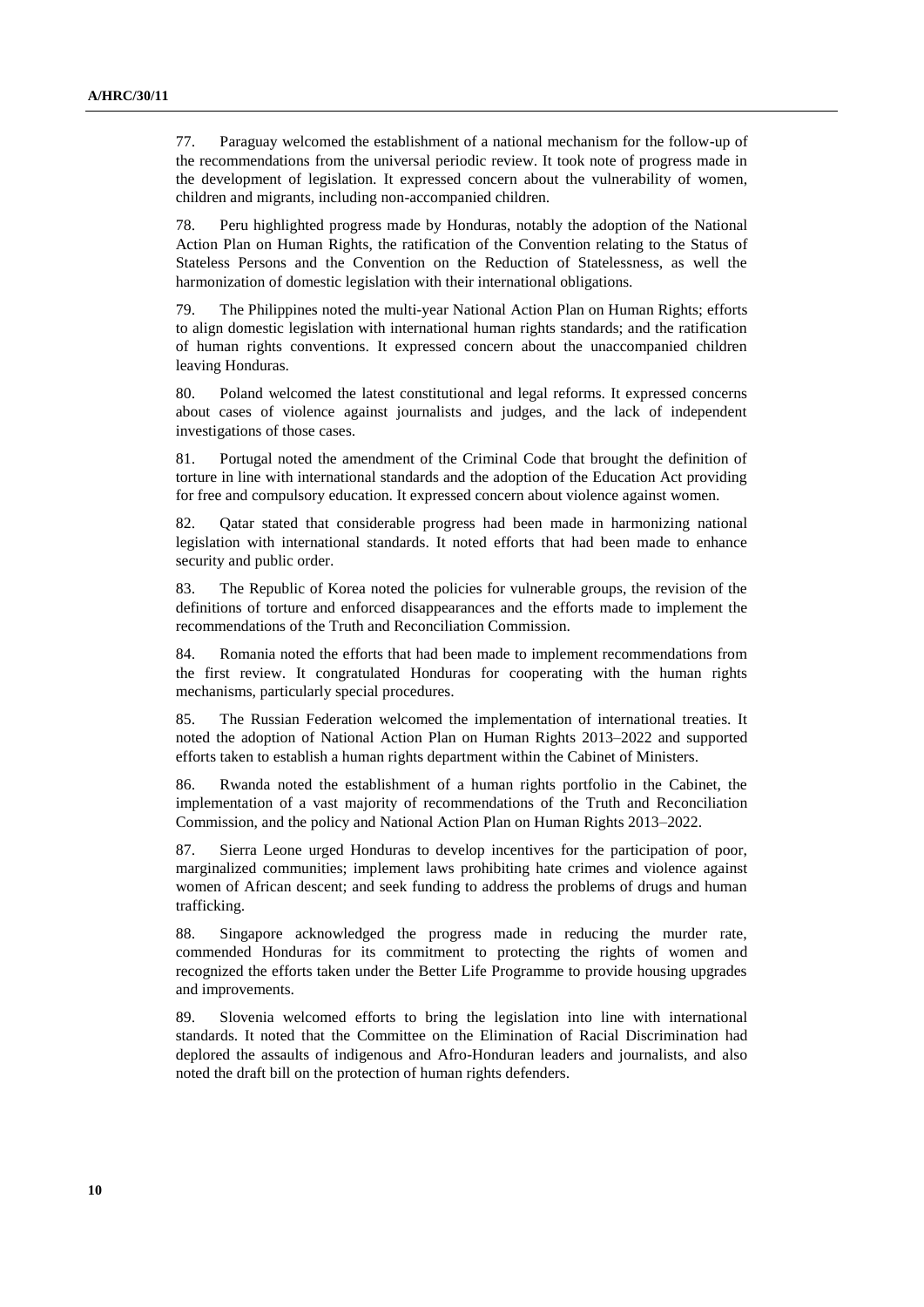77. Paraguay welcomed the establishment of a national mechanism for the follow-up of the recommendations from the universal periodic review. It took note of progress made in the development of legislation. It expressed concern about the vulnerability of women, children and migrants, including non-accompanied children.

78. Peru highlighted progress made by Honduras, notably the adoption of the National Action Plan on Human Rights, the ratification of the Convention relating to the Status of Stateless Persons and the Convention on the Reduction of Statelessness, as well the harmonization of domestic legislation with their international obligations.

79. The Philippines noted the multi-year National Action Plan on Human Rights; efforts to align domestic legislation with international human rights standards; and the ratification of human rights conventions. It expressed concern about the unaccompanied children leaving Honduras.

80. Poland welcomed the latest constitutional and legal reforms. It expressed concerns about cases of violence against journalists and judges, and the lack of independent investigations of those cases.

81. Portugal noted the amendment of the Criminal Code that brought the definition of torture in line with international standards and the adoption of the Education Act providing for free and compulsory education. It expressed concern about violence against women.

82. Qatar stated that considerable progress had been made in harmonizing national legislation with international standards. It noted efforts that had been made to enhance security and public order.

83. The Republic of Korea noted the policies for vulnerable groups, the revision of the definitions of torture and enforced disappearances and the efforts made to implement the recommendations of the Truth and Reconciliation Commission.

84. Romania noted the efforts that had been made to implement recommendations from the first review. It congratulated Honduras for cooperating with the human rights mechanisms, particularly special procedures.

85. The Russian Federation welcomed the implementation of international treaties. It noted the adoption of National Action Plan on Human Rights 2013–2022 and supported efforts taken to establish a human rights department within the Cabinet of Ministers.

86. Rwanda noted the establishment of a human rights portfolio in the Cabinet, the implementation of a vast majority of recommendations of the Truth and Reconciliation Commission, and the policy and National Action Plan on Human Rights 2013–2022.

87. Sierra Leone urged Honduras to develop incentives for the participation of poor, marginalized communities; implement laws prohibiting hate crimes and violence against women of African descent; and seek funding to address the problems of drugs and human trafficking.

88. Singapore acknowledged the progress made in reducing the murder rate, commended Honduras for its commitment to protecting the rights of women and recognized the efforts taken under the Better Life Programme to provide housing upgrades and improvements.

89. Slovenia welcomed efforts to bring the legislation into line with international standards. It noted that the Committee on the Elimination of Racial Discrimination had deplored the assaults of indigenous and Afro-Honduran leaders and journalists, and also noted the draft bill on the protection of human rights defenders.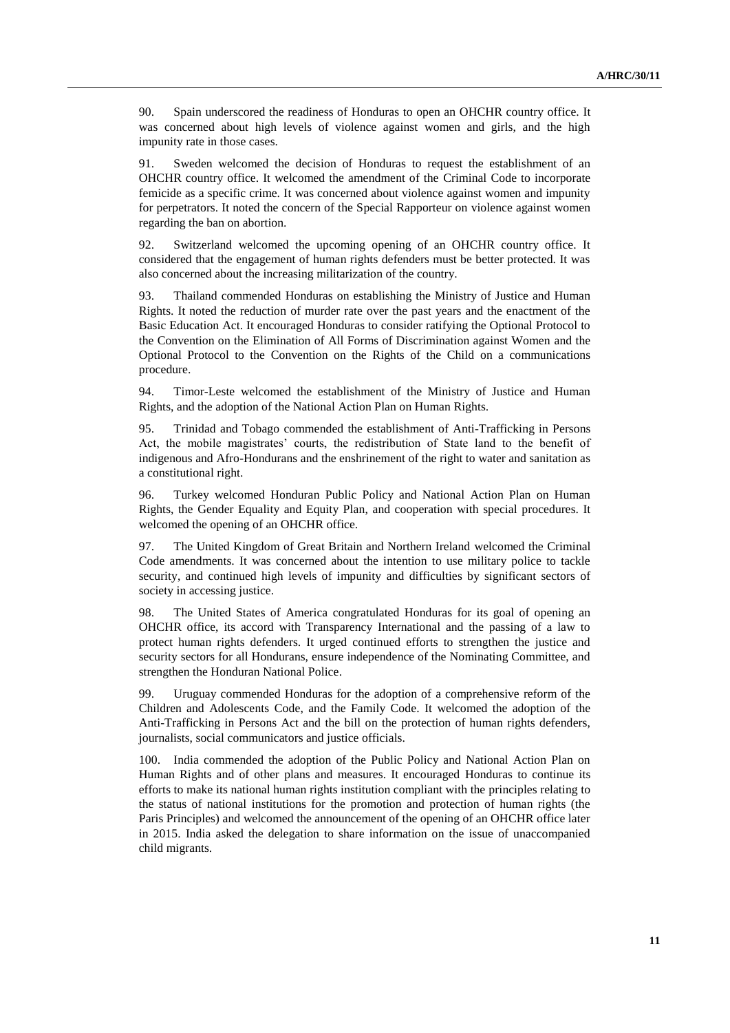90. Spain underscored the readiness of Honduras to open an OHCHR country office. It was concerned about high levels of violence against women and girls, and the high impunity rate in those cases.

91. Sweden welcomed the decision of Honduras to request the establishment of an OHCHR country office. It welcomed the amendment of the Criminal Code to incorporate femicide as a specific crime. It was concerned about violence against women and impunity for perpetrators. It noted the concern of the Special Rapporteur on violence against women regarding the ban on abortion.

92. Switzerland welcomed the upcoming opening of an OHCHR country office. It considered that the engagement of human rights defenders must be better protected. It was also concerned about the increasing militarization of the country.

93. Thailand commended Honduras on establishing the Ministry of Justice and Human Rights. It noted the reduction of murder rate over the past years and the enactment of the Basic Education Act. It encouraged Honduras to consider ratifying the Optional Protocol to the Convention on the Elimination of All Forms of Discrimination against Women and the Optional Protocol to the Convention on the Rights of the Child on a communications procedure.

94. Timor-Leste welcomed the establishment of the Ministry of Justice and Human Rights, and the adoption of the National Action Plan on Human Rights.

95. Trinidad and Tobago commended the establishment of Anti-Trafficking in Persons Act, the mobile magistrates' courts, the redistribution of State land to the benefit of indigenous and Afro-Hondurans and the enshrinement of the right to water and sanitation as a constitutional right.

96. Turkey welcomed Honduran Public Policy and National Action Plan on Human Rights, the Gender Equality and Equity Plan, and cooperation with special procedures. It welcomed the opening of an OHCHR office.

97. The United Kingdom of Great Britain and Northern Ireland welcomed the Criminal Code amendments. It was concerned about the intention to use military police to tackle security, and continued high levels of impunity and difficulties by significant sectors of society in accessing justice.

98. The United States of America congratulated Honduras for its goal of opening an OHCHR office, its accord with Transparency International and the passing of a law to protect human rights defenders. It urged continued efforts to strengthen the justice and security sectors for all Hondurans, ensure independence of the Nominating Committee, and strengthen the Honduran National Police.

99. Uruguay commended Honduras for the adoption of a comprehensive reform of the Children and Adolescents Code, and the Family Code. It welcomed the adoption of the Anti-Trafficking in Persons Act and the bill on the protection of human rights defenders, journalists, social communicators and justice officials.

100. India commended the adoption of the Public Policy and National Action Plan on Human Rights and of other plans and measures. It encouraged Honduras to continue its efforts to make its national human rights institution compliant with the principles relating to the status of national institutions for the promotion and protection of human rights (the Paris Principles) and welcomed the announcement of the opening of an OHCHR office later in 2015. India asked the delegation to share information on the issue of unaccompanied child migrants.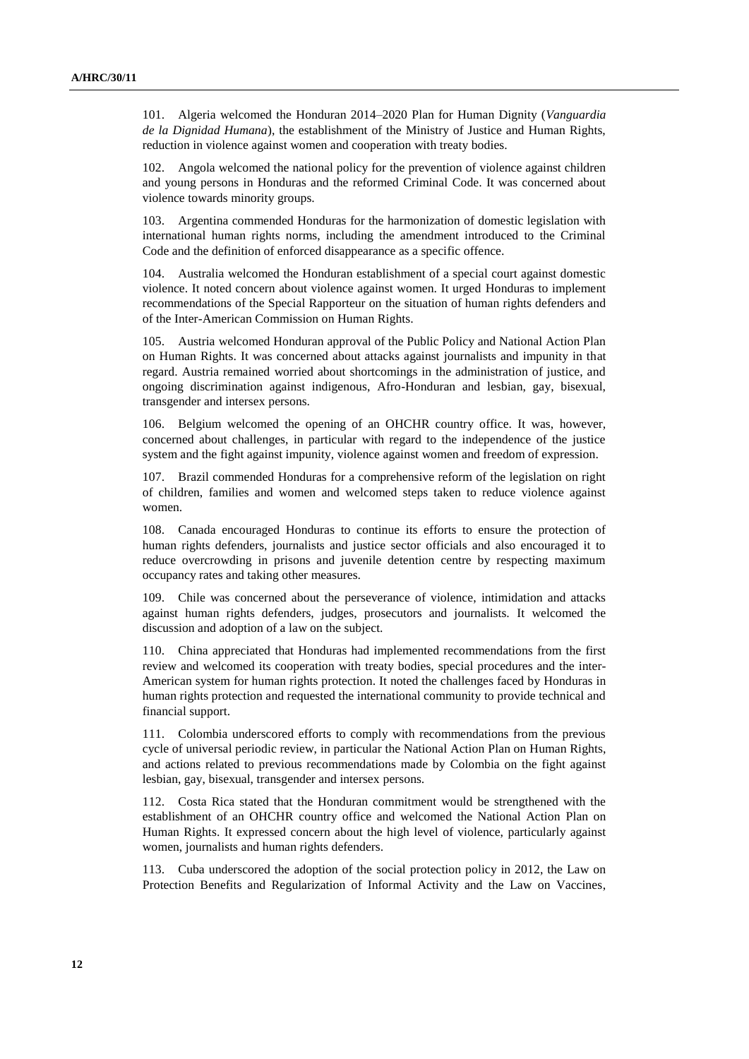101. Algeria welcomed the Honduran 2014–2020 Plan for Human Dignity (*Vanguardia de la Dignidad Humana*), the establishment of the Ministry of Justice and Human Rights, reduction in violence against women and cooperation with treaty bodies.

102. Angola welcomed the national policy for the prevention of violence against children and young persons in Honduras and the reformed Criminal Code. It was concerned about violence towards minority groups.

103. Argentina commended Honduras for the harmonization of domestic legislation with international human rights norms, including the amendment introduced to the Criminal Code and the definition of enforced disappearance as a specific offence.

104. Australia welcomed the Honduran establishment of a special court against domestic violence. It noted concern about violence against women. It urged Honduras to implement recommendations of the Special Rapporteur on the situation of human rights defenders and of the Inter-American Commission on Human Rights.

105. Austria welcomed Honduran approval of the Public Policy and National Action Plan on Human Rights. It was concerned about attacks against journalists and impunity in that regard. Austria remained worried about shortcomings in the administration of justice, and ongoing discrimination against indigenous, Afro-Honduran and lesbian, gay, bisexual, transgender and intersex persons.

106. Belgium welcomed the opening of an OHCHR country office. It was, however, concerned about challenges, in particular with regard to the independence of the justice system and the fight against impunity, violence against women and freedom of expression.

107. Brazil commended Honduras for a comprehensive reform of the legislation on right of children, families and women and welcomed steps taken to reduce violence against women.

108. Canada encouraged Honduras to continue its efforts to ensure the protection of human rights defenders, journalists and justice sector officials and also encouraged it to reduce overcrowding in prisons and juvenile detention centre by respecting maximum occupancy rates and taking other measures.

109. Chile was concerned about the perseverance of violence, intimidation and attacks against human rights defenders, judges, prosecutors and journalists. It welcomed the discussion and adoption of a law on the subject.

110. China appreciated that Honduras had implemented recommendations from the first review and welcomed its cooperation with treaty bodies, special procedures and the inter-American system for human rights protection. It noted the challenges faced by Honduras in human rights protection and requested the international community to provide technical and financial support.

111. Colombia underscored efforts to comply with recommendations from the previous cycle of universal periodic review, in particular the National Action Plan on Human Rights, and actions related to previous recommendations made by Colombia on the fight against lesbian, gay, bisexual, transgender and intersex persons.

112. Costa Rica stated that the Honduran commitment would be strengthened with the establishment of an OHCHR country office and welcomed the National Action Plan on Human Rights. It expressed concern about the high level of violence, particularly against women, journalists and human rights defenders.

113. Cuba underscored the adoption of the social protection policy in 2012, the Law on Protection Benefits and Regularization of Informal Activity and the Law on Vaccines,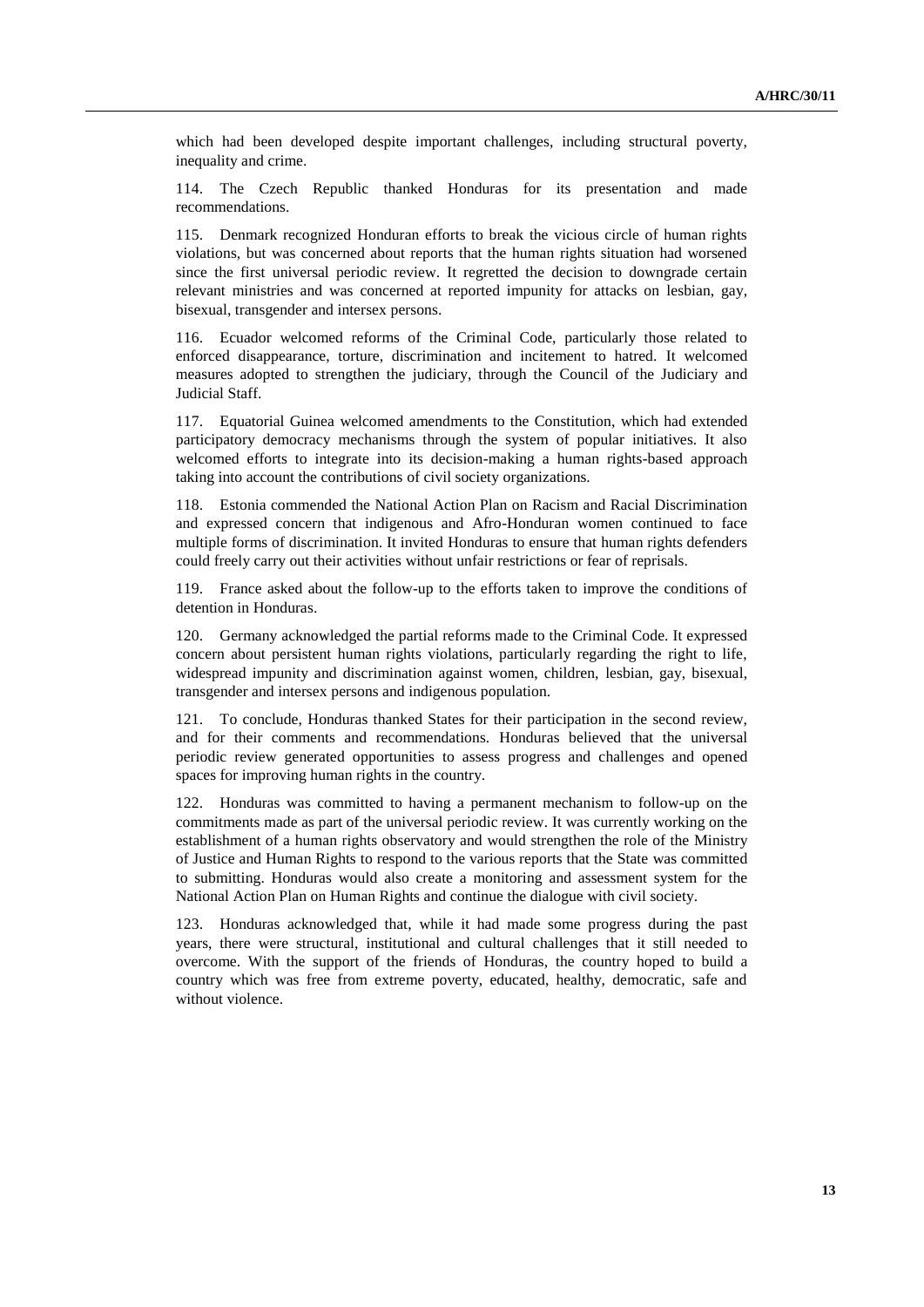which had been developed despite important challenges, including structural poverty, inequality and crime.

114. The Czech Republic thanked Honduras for its presentation and made recommendations.

115. Denmark recognized Honduran efforts to break the vicious circle of human rights violations, but was concerned about reports that the human rights situation had worsened since the first universal periodic review. It regretted the decision to downgrade certain relevant ministries and was concerned at reported impunity for attacks on lesbian, gay, bisexual, transgender and intersex persons.

116. Ecuador welcomed reforms of the Criminal Code, particularly those related to enforced disappearance, torture, discrimination and incitement to hatred. It welcomed measures adopted to strengthen the judiciary, through the Council of the Judiciary and Judicial Staff.

117. Equatorial Guinea welcomed amendments to the Constitution, which had extended participatory democracy mechanisms through the system of popular initiatives. It also welcomed efforts to integrate into its decision-making a human rights-based approach taking into account the contributions of civil society organizations.

118. Estonia commended the National Action Plan on Racism and Racial Discrimination and expressed concern that indigenous and Afro-Honduran women continued to face multiple forms of discrimination. It invited Honduras to ensure that human rights defenders could freely carry out their activities without unfair restrictions or fear of reprisals.

119. France asked about the follow-up to the efforts taken to improve the conditions of detention in Honduras.

120. Germany acknowledged the partial reforms made to the Criminal Code. It expressed concern about persistent human rights violations, particularly regarding the right to life, widespread impunity and discrimination against women, children, lesbian, gay, bisexual, transgender and intersex persons and indigenous population.

121. To conclude, Honduras thanked States for their participation in the second review, and for their comments and recommendations. Honduras believed that the universal periodic review generated opportunities to assess progress and challenges and opened spaces for improving human rights in the country.

122. Honduras was committed to having a permanent mechanism to follow-up on the commitments made as part of the universal periodic review. It was currently working on the establishment of a human rights observatory and would strengthen the role of the Ministry of Justice and Human Rights to respond to the various reports that the State was committed to submitting. Honduras would also create a monitoring and assessment system for the National Action Plan on Human Rights and continue the dialogue with civil society.

123. Honduras acknowledged that, while it had made some progress during the past years, there were structural, institutional and cultural challenges that it still needed to overcome. With the support of the friends of Honduras, the country hoped to build a country which was free from extreme poverty, educated, healthy, democratic, safe and without violence.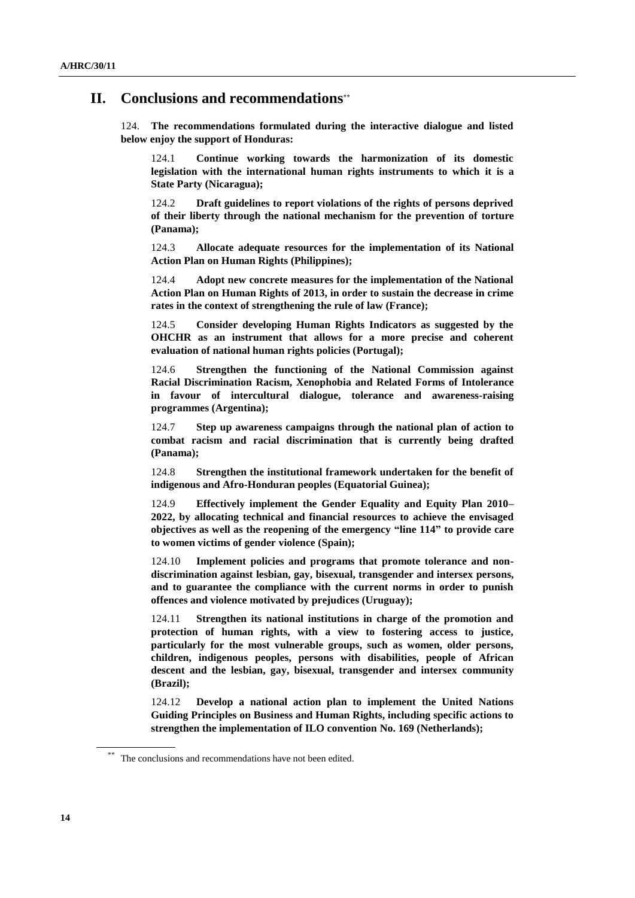## II. Conclusions and recommendations**

124. **The recommendations formulated during the interactive dialogue and listed below enjoy the support of Honduras:**

124.1 **Continue working towards the harmonization of its domestic legislation with the international human rights instruments to which it is a State Party (Nicaragua);**

124.2 **Draft guidelines to report violations of the rights of persons deprived of their liberty through the national mechanism for the prevention of torture (Panama);**

124.3 **Allocate adequate resources for the implementation of its National Action Plan on Human Rights (Philippines);**

124.4 **Adopt new concrete measures for the implementation of the National Action Plan on Human Rights of 2013, in order to sustain the decrease in crime rates in the context of strengthening the rule of law (France);**

124.5 **Consider developing Human Rights Indicators as suggested by the OHCHR as an instrument that allows for a more precise and coherent evaluation of national human rights policies (Portugal);**

124.6 **Strengthen the functioning of the National Commission against Racial Discrimination Racism, Xenophobia and Related Forms of Intolerance in favour of intercultural dialogue, tolerance and awareness-raising programmes (Argentina);**

124.7 **Step up awareness campaigns through the national plan of action to combat racism and racial discrimination that is currently being drafted (Panama);**

124.8 **Strengthen the institutional framework undertaken for the benefit of indigenous and Afro-Honduran peoples (Equatorial Guinea);**

124.9 **Effectively implement the Gender Equality and Equity Plan 2010–2022, by allocating technical and financial resources to achieve the envisaged objectives as well as the reopening of the emergency "line 114" to provide care to women victims of gender violence (Spain);**

124.10 **Implement policies and programs that promote tolerance and non-discrimination against lesbian, gay, bisexual, transgender and intersex persons, and to guarantee the compliance with the current norms in order to punish offences and violence motivated by prejudices (Uruguay);**

124.11 **Strengthen its national institutions in charge of the promotion and protection of human rights, with a view to fostering access to justice, particularly for the most vulnerable groups, such as women, older persons, children, indigenous peoples, persons with disabilities, people of African descent and the lesbian, gay, bisexual, transgender and intersex community (Brazil);**

124.12 **Develop a national action plan to implement the United Nations Guiding Principles on Business and Human Rights, including specific actions to strengthen the implementation of ILO convention No. 169 (Netherlands);**

** The conclusions and recommendations have not been edited.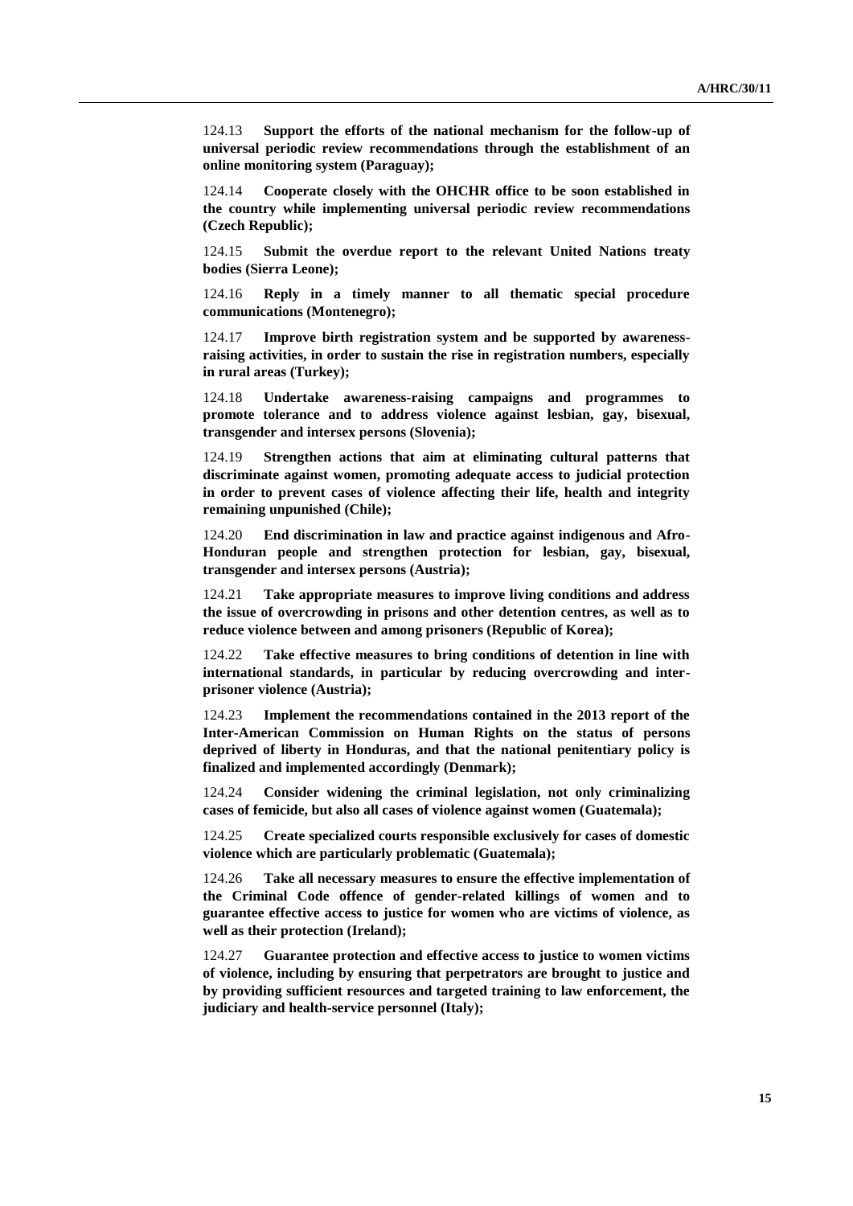124.13 **Support the efforts of the national mechanism for the follow-up of universal periodic review recommendations through the establishment of an online monitoring system (Paraguay);**

124.14 **Cooperate closely with the OHCHR office to be soon established in the country while implementing universal periodic review recommendations (Czech Republic);**

124.15 **Submit the overdue report to the relevant United Nations treaty bodies (Sierra Leone);**

124.16 **Reply in a timely manner to all thematic special procedure communications (Montenegro);**

124.17 **Improve birth registration system and be supported by awareness-raising activities, in order to sustain the rise in registration numbers, especially in rural areas (Turkey);**

124.18 **Undertake awareness-raising campaigns and programmes to promote tolerance and to address violence against lesbian, gay, bisexual, transgender and intersex persons (Slovenia);**

124.19 **Strengthen actions that aim at eliminating cultural patterns that discriminate against women, promoting adequate access to judicial protection in order to prevent cases of violence affecting their life, health and integrity remaining unpunished (Chile);**

124.20 **End discrimination in law and practice against indigenous and Afro-Honduran people and strengthen protection for lesbian, gay, bisexual, transgender and intersex persons (Austria);**

124.21 **Take appropriate measures to improve living conditions and address the issue of overcrowding in prisons and other detention centres, as well as to reduce violence between and among prisoners (Republic of Korea);**

124.22 **Take effective measures to bring conditions of detention in line with international standards, in particular by reducing overcrowding and inter-prisoner violence (Austria);**

124.23 **Implement the recommendations contained in the 2013 report of the Inter-American Commission on Human Rights on the status of persons deprived of liberty in Honduras, and that the national penitentiary policy is finalized and implemented accordingly (Denmark);**

124.24 **Consider widening the criminal legislation, not only criminalizing cases of femicide, but also all cases of violence against women (Guatemala);**

124.25 **Create specialized courts responsible exclusively for cases of domestic violence which are particularly problematic (Guatemala);**

124.26 **Take all necessary measures to ensure the effective implementation of the Criminal Code offence of gender-related killings of women and to guarantee effective access to justice for women who are victims of violence, as well as their protection (Ireland);**

124.27 **Guarantee protection and effective access to justice to women victims of violence, including by ensuring that perpetrators are brought to justice and by providing sufficient resources and targeted training to law enforcement, the judiciary and health-service personnel (Italy);**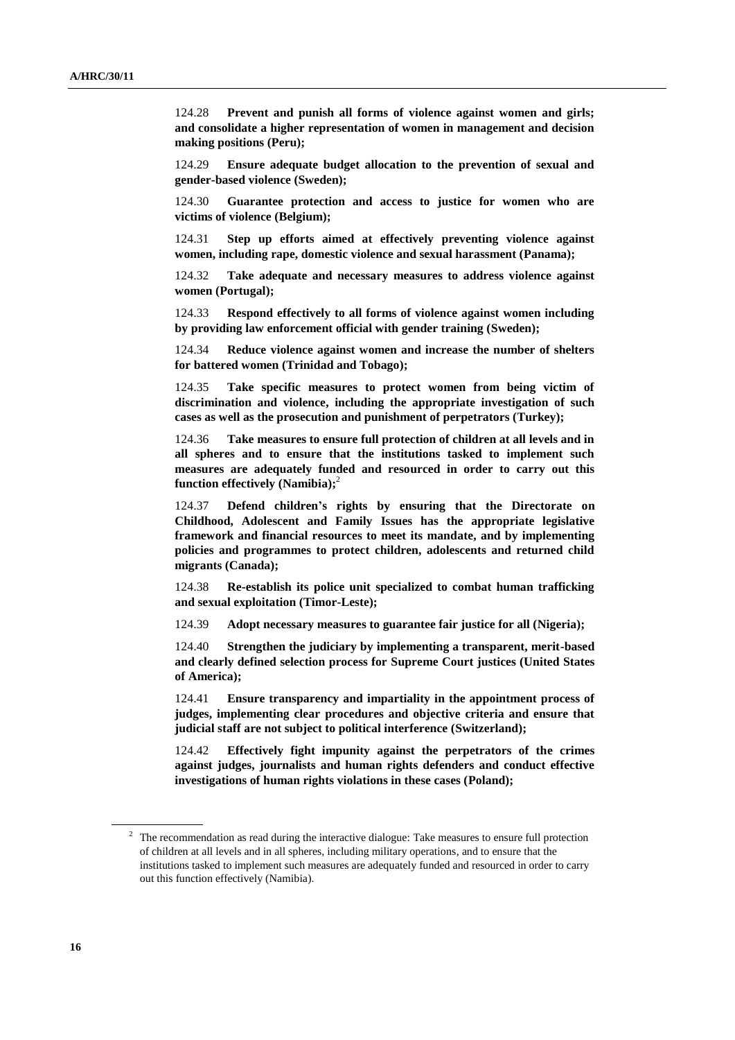124.28 **Prevent and punish all forms of violence against women and girls; and consolidate a higher representation of women in management and decision making positions (Peru);**

124.29 **Ensure adequate budget allocation to the prevention of sexual and gender-based violence (Sweden);**

124.30 **Guarantee protection and access to justice for women who are victims of violence (Belgium);**

124.31 **Step up efforts aimed at effectively preventing violence against women, including rape, domestic violence and sexual harassment (Panama);**

124.32 **Take adequate and necessary measures to address violence against women (Portugal);**

124.33 **Respond effectively to all forms of violence against women including by providing law enforcement official with gender training (Sweden);**

124.34 **Reduce violence against women and increase the number of shelters for battered women (Trinidad and Tobago);**

124.35 **Take specific measures to protect women from being victim of discrimination and violence, including the appropriate investigation of such cases as well as the prosecution and punishment of perpetrators (Turkey);**

124.36 **Take measures to ensure full protection of children at all levels and in all spheres and to ensure that the institutions tasked to implement such measures are adequately funded and resourced in order to carry out this function effectively (Namibia);**[2]

124.37 **Defend children's rights by ensuring that the Directorate on Childhood, Adolescent and Family Issues has the appropriate legislative framework and financial resources to meet its mandate, and by implementing policies and programmes to protect children, adolescents and returned child migrants (Canada);**

124.38 **Re-establish its police unit specialized to combat human trafficking and sexual exploitation (Timor-Leste);**

124.39 **Adopt necessary measures to guarantee fair justice for all (Nigeria);**

124.40 **Strengthen the judiciary by implementing a transparent, merit-based and clearly defined selection process for Supreme Court justices (United States of America);**

124.41 **Ensure transparency and impartiality in the appointment process of judges, implementing clear procedures and objective criteria and ensure that judicial staff are not subject to political interference (Switzerland);**

124.42 **Effectively fight impunity against the perpetrators of the crimes against judges, journalists and human rights defenders and conduct effective investigations of human rights violations in these cases (Poland);**

---

[2] The recommendation as read during the interactive dialogue: Take measures to ensure full protection of children at all levels and in all spheres, including military operations, and to ensure that the institutions tasked to implement such measures are adequately funded and resourced in order to carry out this function effectively (Namibia).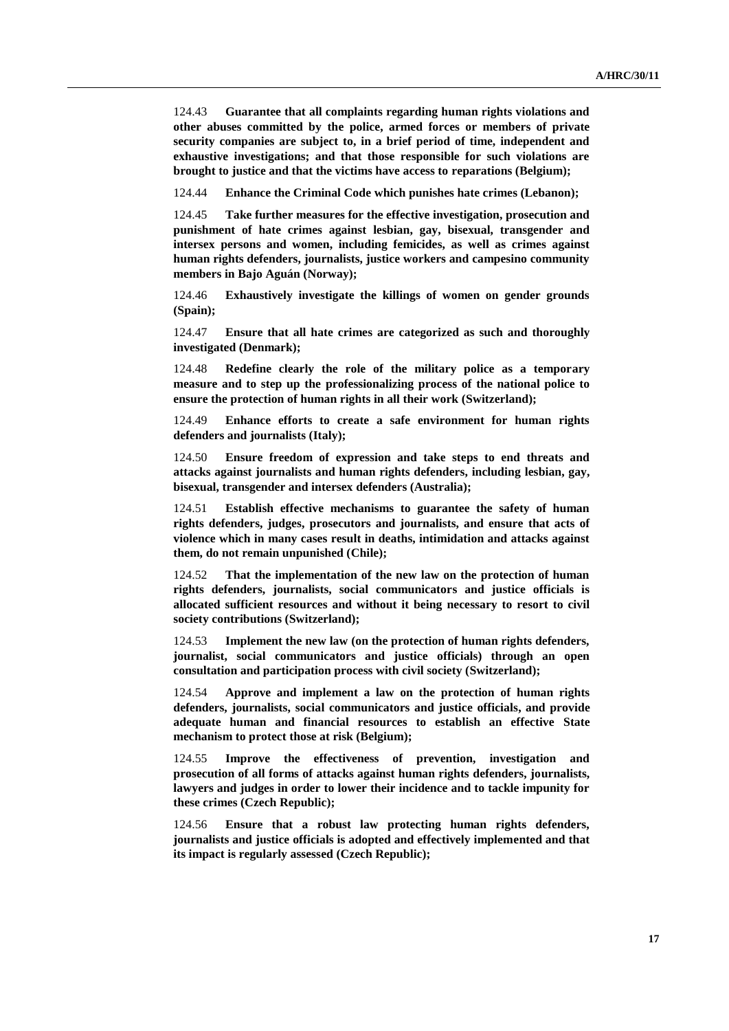124.43 **Guarantee that all complaints regarding human rights violations and other abuses committed by the police, armed forces or members of private security companies are subject to, in a brief period of time, independent and exhaustive investigations; and that those responsible for such violations are brought to justice and that the victims have access to reparations (Belgium);**

124.44 **Enhance the Criminal Code which punishes hate crimes (Lebanon);**

124.45 **Take further measures for the effective investigation, prosecution and punishment of hate crimes against lesbian, gay, bisexual, transgender and intersex persons and women, including femicides, as well as crimes against human rights defenders, journalists, justice workers and campesino community members in Bajo Aguán (Norway);**

124.46 **Exhaustively investigate the killings of women on gender grounds (Spain);**

124.47 **Ensure that all hate crimes are categorized as such and thoroughly investigated (Denmark);**

124.48 **Redefine clearly the role of the military police as a temporary measure and to step up the professionalizing process of the national police to ensure the protection of human rights in all their work (Switzerland);**

124.49 **Enhance efforts to create a safe environment for human rights defenders and journalists (Italy);**

124.50 **Ensure freedom of expression and take steps to end threats and attacks against journalists and human rights defenders, including lesbian, gay, bisexual, transgender and intersex defenders (Australia);**

124.51 **Establish effective mechanisms to guarantee the safety of human rights defenders, judges, prosecutors and journalists, and ensure that acts of violence which in many cases result in deaths, intimidation and attacks against them, do not remain unpunished (Chile);**

124.52 **That the implementation of the new law on the protection of human rights defenders, journalists, social communicators and justice officials is allocated sufficient resources and without it being necessary to resort to civil society contributions (Switzerland);**

124.53 **Implement the new law (on the protection of human rights defenders, journalist, social communicators and justice officials) through an open consultation and participation process with civil society (Switzerland);**

124.54 **Approve and implement a law on the protection of human rights defenders, journalists, social communicators and justice officials, and provide adequate human and financial resources to establish an effective State mechanism to protect those at risk (Belgium);**

124.55 **Improve the effectiveness of prevention, investigation and prosecution of all forms of attacks against human rights defenders, journalists, lawyers and judges in order to lower their incidence and to tackle impunity for these crimes (Czech Republic);**

124.56 **Ensure that a robust law protecting human rights defenders, journalists and justice officials is adopted and effectively implemented and that its impact is regularly assessed (Czech Republic);**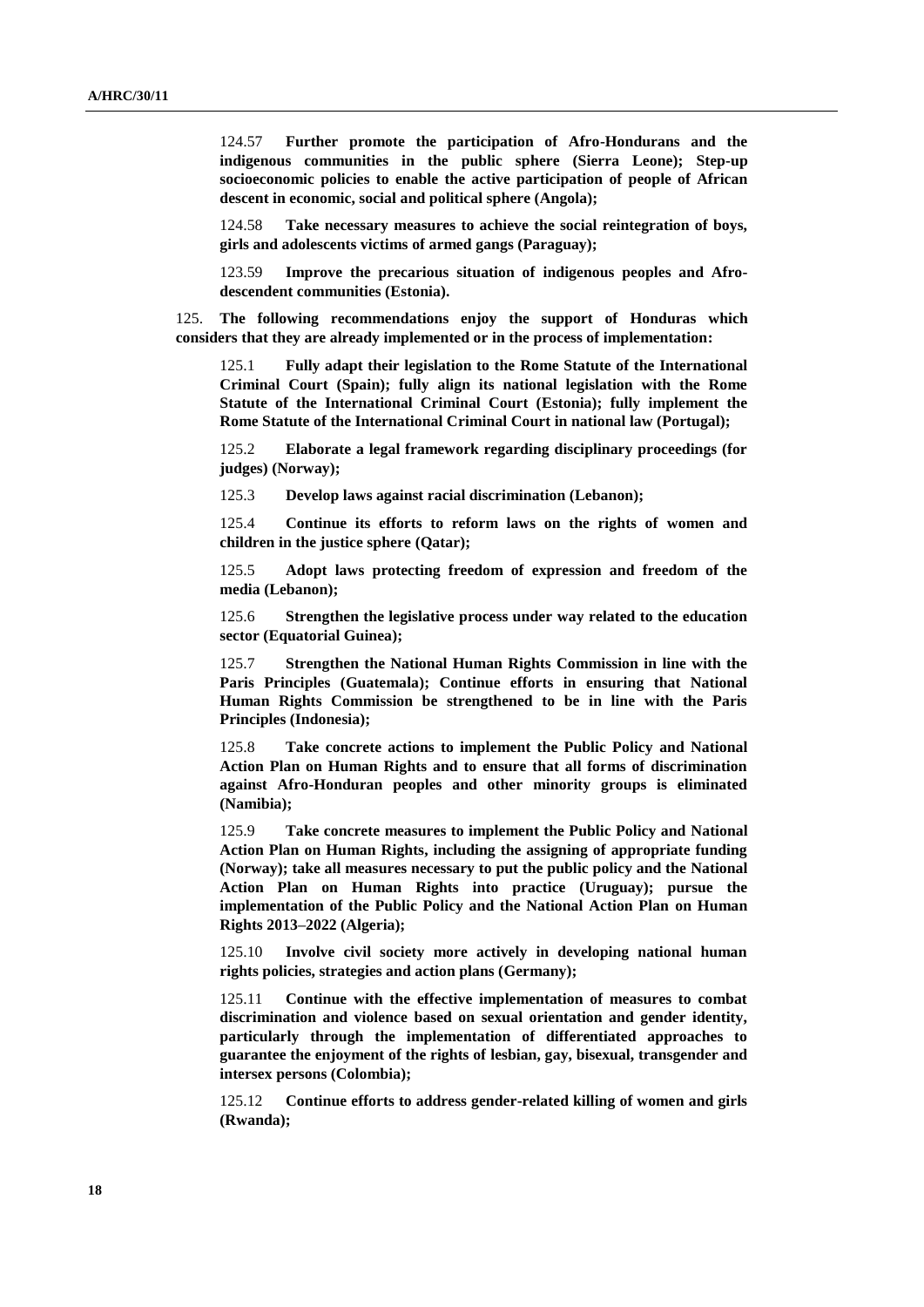124.57 **Further promote the participation of Afro-Hondurans and the indigenous communities in the public sphere (Sierra Leone); Step-up socioeconomic policies to enable the active participation of people of African descent in economic, social and political sphere (Angola);**

124.58 **Take necessary measures to achieve the social reintegration of boys, girls and adolescents victims of armed gangs (Paraguay);**

123.59 **Improve the precarious situation of indigenous peoples and Afro-descendent communities (Estonia).**

125. **The following recommendations enjoy the support of Honduras which considers that they are already implemented or in the process of implementation:**

125.1 **Fully adapt their legislation to the Rome Statute of the International Criminal Court (Spain); fully align its national legislation with the Rome Statute of the International Criminal Court (Estonia); fully implement the Rome Statute of the International Criminal Court in national law (Portugal);**

125.2 **Elaborate a legal framework regarding disciplinary proceedings (for judges) (Norway);**

125.3 **Develop laws against racial discrimination (Lebanon);**

125.4 **Continue its efforts to reform laws on the rights of women and children in the justice sphere (Qatar);**

125.5 **Adopt laws protecting freedom of expression and freedom of the media (Lebanon);**

125.6 **Strengthen the legislative process under way related to the education sector (Equatorial Guinea);**

125.7 **Strengthen the National Human Rights Commission in line with the Paris Principles (Guatemala); Continue efforts in ensuring that National Human Rights Commission be strengthened to be in line with the Paris Principles (Indonesia);**

125.8 **Take concrete actions to implement the Public Policy and National Action Plan on Human Rights and to ensure that all forms of discrimination against Afro-Honduran peoples and other minority groups is eliminated (Namibia);**

125.9 **Take concrete measures to implement the Public Policy and National Action Plan on Human Rights, including the assigning of appropriate funding (Norway); take all measures necessary to put the public policy and the National Action Plan on Human Rights into practice (Uruguay); pursue the implementation of the Public Policy and the National Action Plan on Human Rights 2013–2022 (Algeria);**

125.10 **Involve civil society more actively in developing national human rights policies, strategies and action plans (Germany);**

125.11 **Continue with the effective implementation of measures to combat discrimination and violence based on sexual orientation and gender identity, particularly through the implementation of differentiated approaches to guarantee the enjoyment of the rights of lesbian, gay, bisexual, transgender and intersex persons (Colombia);**

125.12 **Continue efforts to address gender-related killing of women and girls (Rwanda);**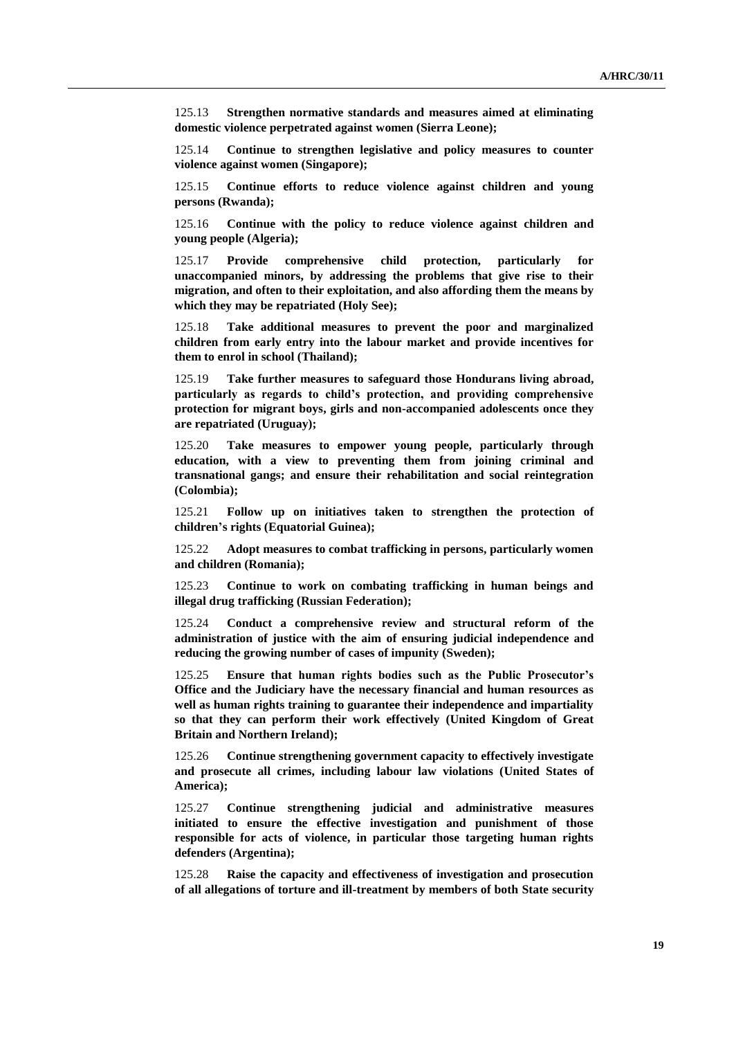125.13 **Strengthen normative standards and measures aimed at eliminating domestic violence perpetrated against women (Sierra Leone);**

125.14 **Continue to strengthen legislative and policy measures to counter violence against women (Singapore);**

125.15 **Continue efforts to reduce violence against children and young persons (Rwanda);**

125.16 **Continue with the policy to reduce violence against children and young people (Algeria);**

125.17 **Provide comprehensive child protection, particularly for unaccompanied minors, by addressing the problems that give rise to their migration, and often to their exploitation, and also affording them the means by which they may be repatriated (Holy See);**

125.18 **Take additional measures to prevent the poor and marginalized children from early entry into the labour market and provide incentives for them to enrol in school (Thailand);**

125.19 **Take further measures to safeguard those Hondurans living abroad, particularly as regards to child's protection, and providing comprehensive protection for migrant boys, girls and non-accompanied adolescents once they are repatriated (Uruguay);**

125.20 **Take measures to empower young people, particularly through education, with a view to preventing them from joining criminal and transnational gangs; and ensure their rehabilitation and social reintegration (Colombia);**

125.21 **Follow up on initiatives taken to strengthen the protection of children's rights (Equatorial Guinea);**

125.22 **Adopt measures to combat trafficking in persons, particularly women and children (Romania);**

125.23 **Continue to work on combating trafficking in human beings and illegal drug trafficking (Russian Federation);**

125.24 **Conduct a comprehensive review and structural reform of the administration of justice with the aim of ensuring judicial independence and reducing the growing number of cases of impunity (Sweden);**

125.25 **Ensure that human rights bodies such as the Public Prosecutor's Office and the Judiciary have the necessary financial and human resources as well as human rights training to guarantee their independence and impartiality so that they can perform their work effectively (United Kingdom of Great Britain and Northern Ireland);**

125.26 **Continue strengthening government capacity to effectively investigate and prosecute all crimes, including labour law violations (United States of America);**

125.27 **Continue strengthening judicial and administrative measures initiated to ensure the effective investigation and punishment of those responsible for acts of violence, in particular those targeting human rights defenders (Argentina);**

125.28 **Raise the capacity and effectiveness of investigation and prosecution of all allegations of torture and ill-treatment by members of both State security**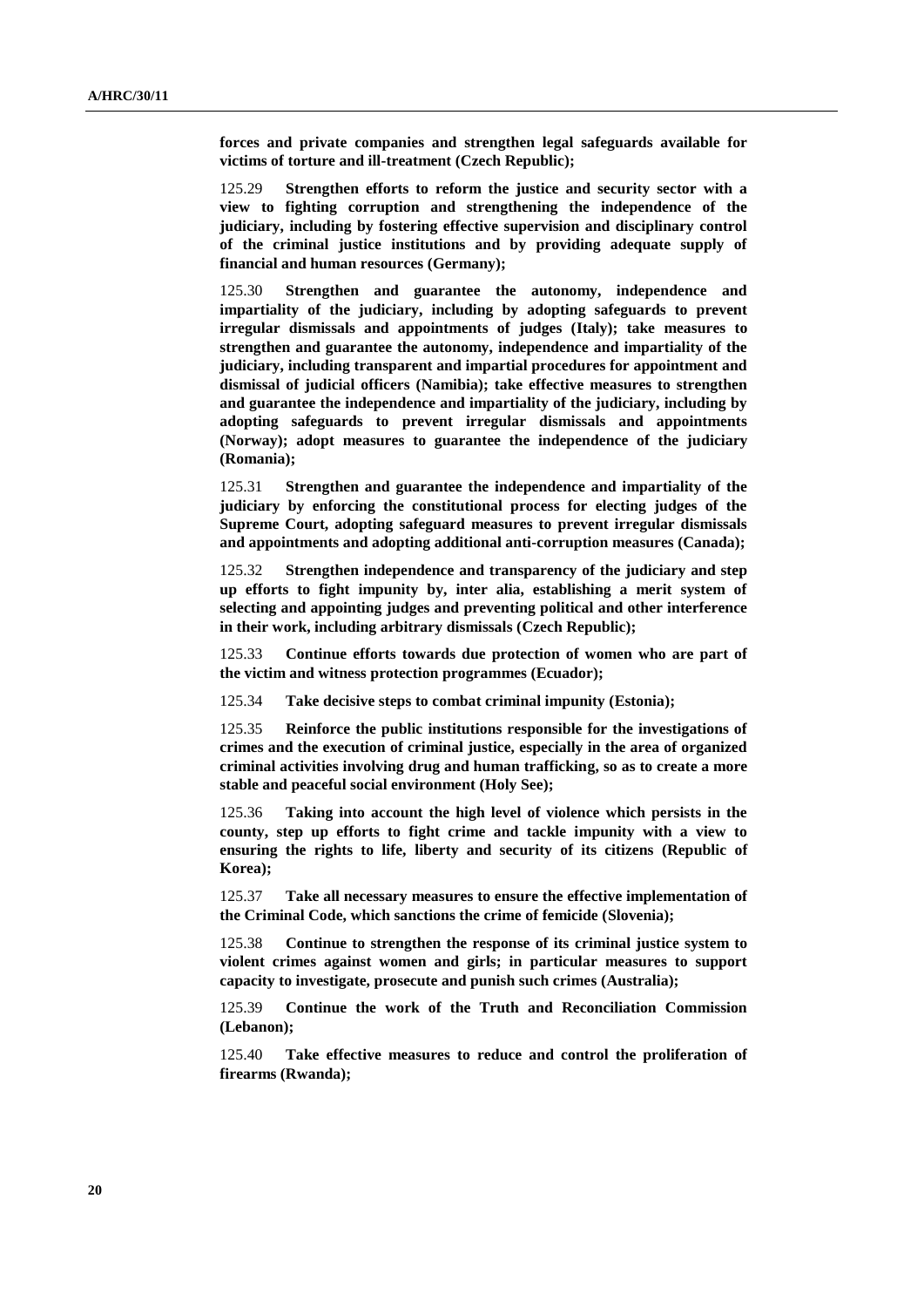**forces and private companies and strengthen legal safeguards available for victims of torture and ill-treatment (Czech Republic);**

125.29 **Strengthen efforts to reform the justice and security sector with a view to fighting corruption and strengthening the independence of the judiciary, including by fostering effective supervision and disciplinary control of the criminal justice institutions and by providing adequate supply of financial and human resources (Germany);**

125.30 **Strengthen and guarantee the autonomy, independence and impartiality of the judiciary, including by adopting safeguards to prevent irregular dismissals and appointments of judges (Italy); take measures to strengthen and guarantee the autonomy, independence and impartiality of the judiciary, including transparent and impartial procedures for appointment and dismissal of judicial officers (Namibia); take effective measures to strengthen and guarantee the independence and impartiality of the judiciary, including by adopting safeguards to prevent irregular dismissals and appointments (Norway); adopt measures to guarantee the independence of the judiciary (Romania);**

125.31 **Strengthen and guarantee the independence and impartiality of the judiciary by enforcing the constitutional process for electing judges of the Supreme Court, adopting safeguard measures to prevent irregular dismissals and appointments and adopting additional anti-corruption measures (Canada);**

125.32 **Strengthen independence and transparency of the judiciary and step up efforts to fight impunity by, inter alia, establishing a merit system of selecting and appointing judges and preventing political and other interference in their work, including arbitrary dismissals (Czech Republic);**

125.33 **Continue efforts towards due protection of women who are part of the victim and witness protection programmes (Ecuador);**

125.34 **Take decisive steps to combat criminal impunity (Estonia);**

125.35 **Reinforce the public institutions responsible for the investigations of crimes and the execution of criminal justice, especially in the area of organized criminal activities involving drug and human trafficking, so as to create a more stable and peaceful social environment (Holy See);**

125.36 **Taking into account the high level of violence which persists in the county, step up efforts to fight crime and tackle impunity with a view to ensuring the rights to life, liberty and security of its citizens (Republic of Korea);**

125.37 **Take all necessary measures to ensure the effective implementation of the Criminal Code, which sanctions the crime of femicide (Slovenia);**

125.38 **Continue to strengthen the response of its criminal justice system to violent crimes against women and girls; in particular measures to support capacity to investigate, prosecute and punish such crimes (Australia);**

125.39 **Continue the work of the Truth and Reconciliation Commission (Lebanon);**

125.40 **Take effective measures to reduce and control the proliferation of firearms (Rwanda);**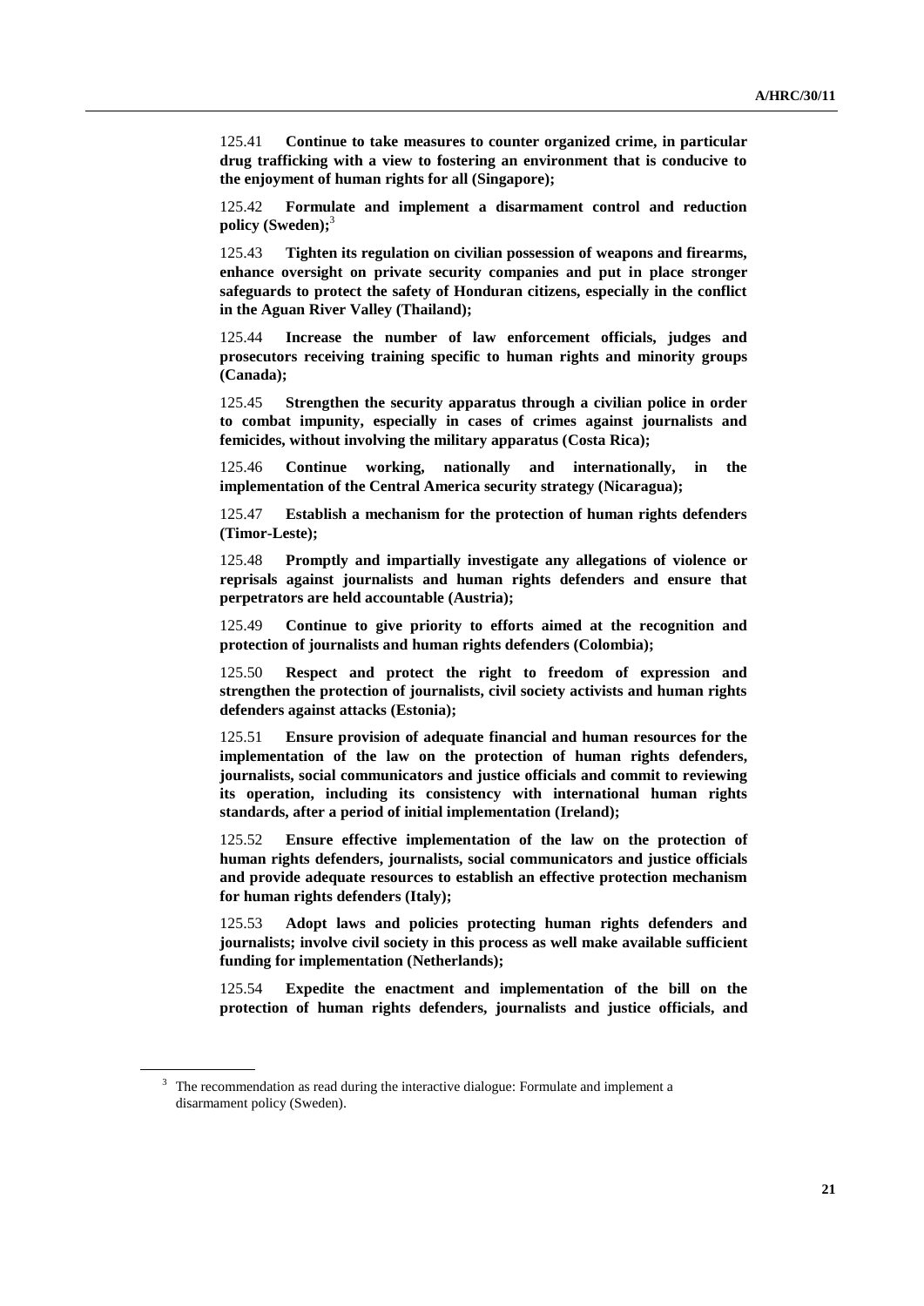125.41 **Continue to take measures to counter organized crime, in particular drug trafficking with a view to fostering an environment that is conducive to the enjoyment of human rights for all (Singapore);**

125.42 **Formulate and implement a disarmament control and reduction policy (Sweden);**[3]

125.43 **Tighten its regulation on civilian possession of weapons and firearms, enhance oversight on private security companies and put in place stronger safeguards to protect the safety of Honduran citizens, especially in the conflict in the Aguan River Valley (Thailand);**

125.44 **Increase the number of law enforcement officials, judges and prosecutors receiving training specific to human rights and minority groups (Canada);**

125.45 **Strengthen the security apparatus through a civilian police in order to combat impunity, especially in cases of crimes against journalists and femicides, without involving the military apparatus (Costa Rica);**

125.46 **Continue working, nationally and internationally, in the implementation of the Central America security strategy (Nicaragua);**

125.47 **Establish a mechanism for the protection of human rights defenders (Timor-Leste);**

125.48 **Promptly and impartially investigate any allegations of violence or reprisals against journalists and human rights defenders and ensure that perpetrators are held accountable (Austria);**

125.49 **Continue to give priority to efforts aimed at the recognition and protection of journalists and human rights defenders (Colombia);**

125.50 **Respect and protect the right to freedom of expression and strengthen the protection of journalists, civil society activists and human rights defenders against attacks (Estonia);**

125.51 **Ensure provision of adequate financial and human resources for the implementation of the law on the protection of human rights defenders, journalists, social communicators and justice officials and commit to reviewing its operation, including its consistency with international human rights standards, after a period of initial implementation (Ireland);**

125.52 **Ensure effective implementation of the law on the protection of human rights defenders, journalists, social communicators and justice officials and provide adequate resources to establish an effective protection mechanism for human rights defenders (Italy);**

125.53 **Adopt laws and policies protecting human rights defenders and journalists; involve civil society in this process as well make available sufficient funding for implementation (Netherlands);**

125.54 **Expedite the enactment and implementation of the bill on the protection of human rights defenders, journalists and justice officials, and**

---

[3] The recommendation as read during the interactive dialogue: Formulate and implement a disarmament policy (Sweden).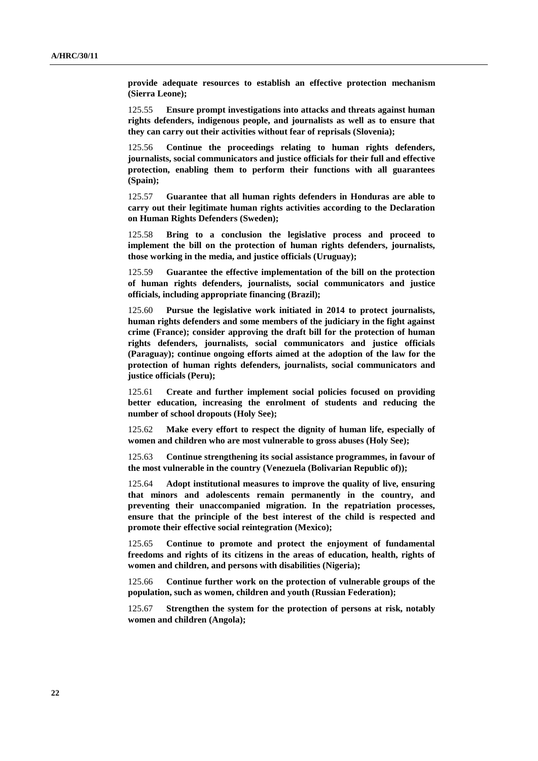**provide adequate resources to establish an effective protection mechanism (Sierra Leone);**

125.55 **Ensure prompt investigations into attacks and threats against human rights defenders, indigenous people, and journalists as well as to ensure that they can carry out their activities without fear of reprisals (Slovenia);**

125.56 **Continue the proceedings relating to human rights defenders, journalists, social communicators and justice officials for their full and effective protection, enabling them to perform their functions with all guarantees (Spain);**

125.57 **Guarantee that all human rights defenders in Honduras are able to carry out their legitimate human rights activities according to the Declaration on Human Rights Defenders (Sweden);**

125.58 **Bring to a conclusion the legislative process and proceed to implement the bill on the protection of human rights defenders, journalists, those working in the media, and justice officials (Uruguay);**

125.59 **Guarantee the effective implementation of the bill on the protection of human rights defenders, journalists, social communicators and justice officials, including appropriate financing (Brazil);**

125.60 **Pursue the legislative work initiated in 2014 to protect journalists, human rights defenders and some members of the judiciary in the fight against crime (France); consider approving the draft bill for the protection of human rights defenders, journalists, social communicators and justice officials (Paraguay); continue ongoing efforts aimed at the adoption of the law for the protection of human rights defenders, journalists, social communicators and justice officials (Peru);**

125.61 **Create and further implement social policies focused on providing better education, increasing the enrolment of students and reducing the number of school dropouts (Holy See);**

125.62 **Make every effort to respect the dignity of human life, especially of women and children who are most vulnerable to gross abuses (Holy See);**

125.63 **Continue strengthening its social assistance programmes, in favour of the most vulnerable in the country (Venezuela (Bolivarian Republic of));**

125.64 **Adopt institutional measures to improve the quality of live, ensuring that minors and adolescents remain permanently in the country, and preventing their unaccompanied migration. In the repatriation processes, ensure that the principle of the best interest of the child is respected and promote their effective social reintegration (Mexico);**

125.65 **Continue to promote and protect the enjoyment of fundamental freedoms and rights of its citizens in the areas of education, health, rights of women and children, and persons with disabilities (Nigeria);**

125.66 **Continue further work on the protection of vulnerable groups of the population, such as women, children and youth (Russian Federation);**

125.67 **Strengthen the system for the protection of persons at risk, notably women and children (Angola);**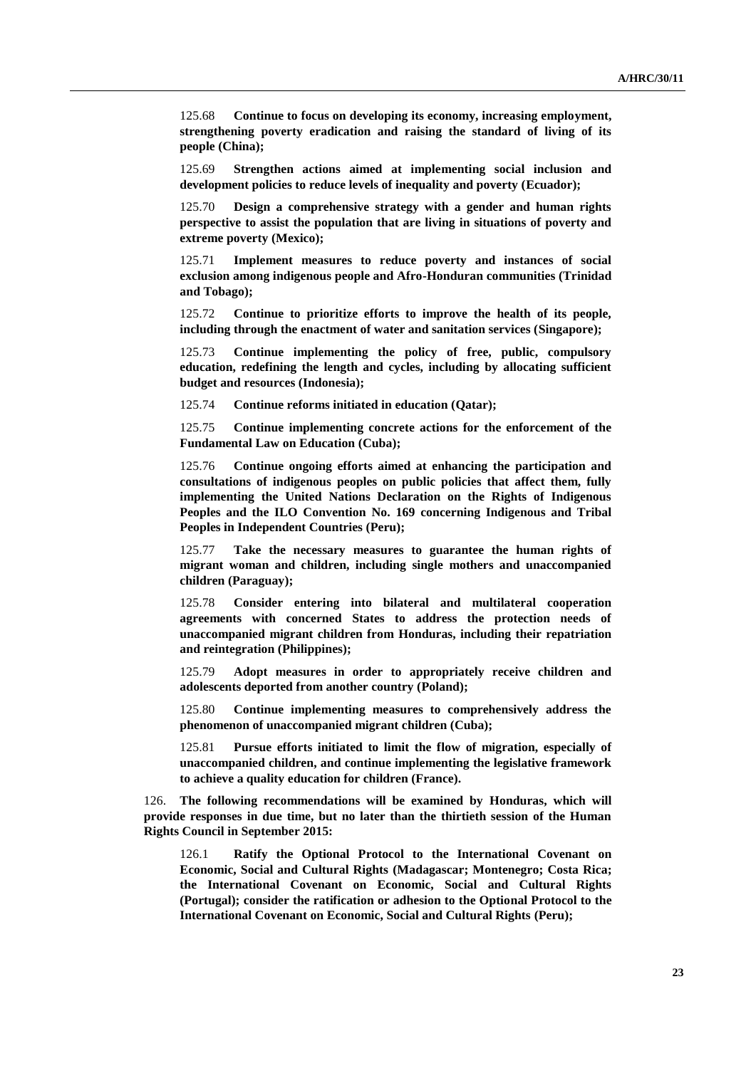125.68 **Continue to focus on developing its economy, increasing employment, strengthening poverty eradication and raising the standard of living of its people (China);**

125.69 **Strengthen actions aimed at implementing social inclusion and development policies to reduce levels of inequality and poverty (Ecuador);**

125.70 **Design a comprehensive strategy with a gender and human rights perspective to assist the population that are living in situations of poverty and extreme poverty (Mexico);**

125.71 **Implement measures to reduce poverty and instances of social exclusion among indigenous people and Afro-Honduran communities (Trinidad and Tobago);**

125.72 **Continue to prioritize efforts to improve the health of its people, including through the enactment of water and sanitation services (Singapore);**

125.73 **Continue implementing the policy of free, public, compulsory education, redefining the length and cycles, including by allocating sufficient budget and resources (Indonesia);**

125.74 **Continue reforms initiated in education (Qatar);**

125.75 **Continue implementing concrete actions for the enforcement of the Fundamental Law on Education (Cuba);**

125.76 **Continue ongoing efforts aimed at enhancing the participation and consultations of indigenous peoples on public policies that affect them, fully implementing the United Nations Declaration on the Rights of Indigenous Peoples and the ILO Convention No. 169 concerning Indigenous and Tribal Peoples in Independent Countries (Peru);**

125.77 **Take the necessary measures to guarantee the human rights of migrant woman and children, including single mothers and unaccompanied children (Paraguay);**

125.78 **Consider entering into bilateral and multilateral cooperation agreements with concerned States to address the protection needs of unaccompanied migrant children from Honduras, including their repatriation and reintegration (Philippines);**

125.79 **Adopt measures in order to appropriately receive children and adolescents deported from another country (Poland);**

125.80 **Continue implementing measures to comprehensively address the phenomenon of unaccompanied migrant children (Cuba);**

125.81 **Pursue efforts initiated to limit the flow of migration, especially of unaccompanied children, and continue implementing the legislative framework to achieve a quality education for children (France).**

126. **The following recommendations will be examined by Honduras, which will provide responses in due time, but no later than the thirtieth session of the Human Rights Council in September 2015:**

126.1 **Ratify the Optional Protocol to the International Covenant on Economic, Social and Cultural Rights (Madagascar; Montenegro; Costa Rica; the International Covenant on Economic, Social and Cultural Rights (Portugal); consider the ratification or adhesion to the Optional Protocol to the International Covenant on Economic, Social and Cultural Rights (Peru);**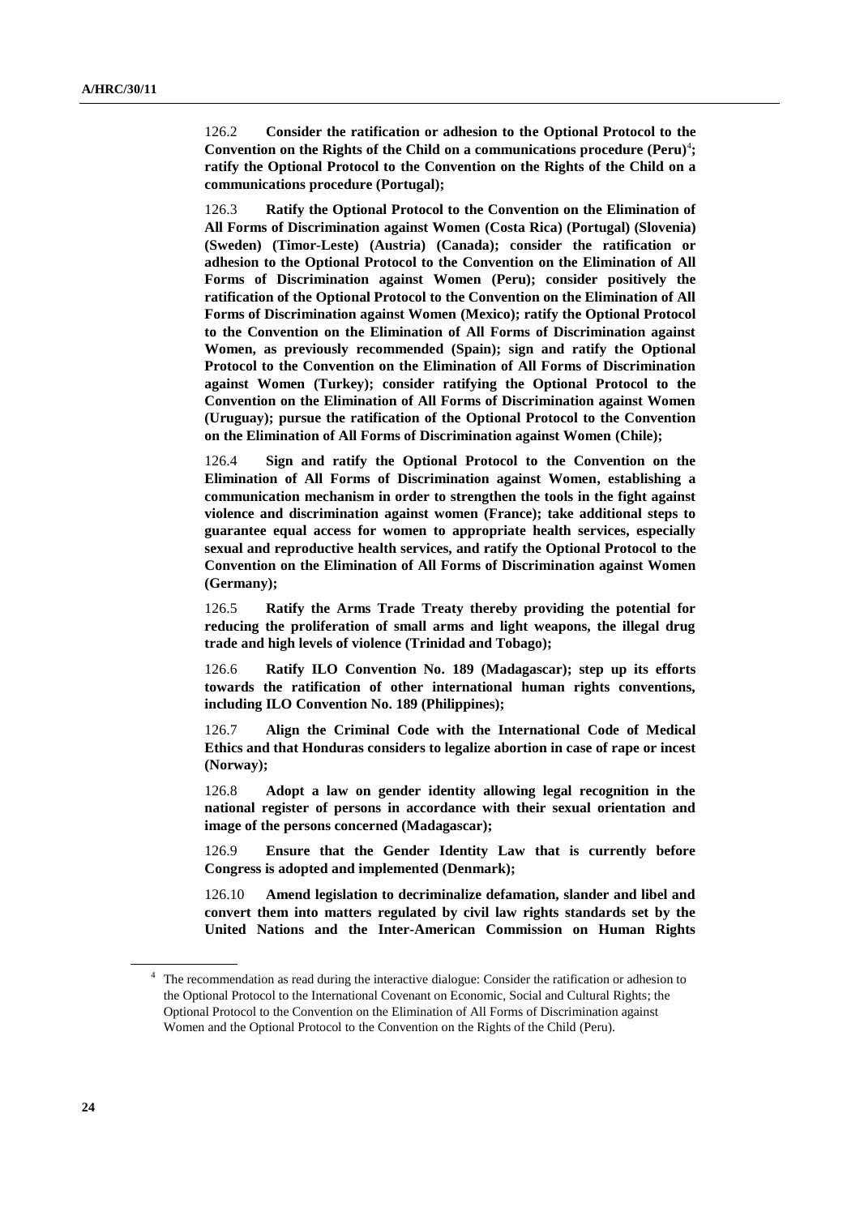126.2 **Consider the ratification or adhesion to the Optional Protocol to the Convention on the Rights of the Child on a communications procedure (Peru)[4]; ratify the Optional Protocol to the Convention on the Rights of the Child on a communications procedure (Portugal);**

126.3 **Ratify the Optional Protocol to the Convention on the Elimination of All Forms of Discrimination against Women (Costa Rica) (Portugal) (Slovenia) (Sweden) (Timor-Leste) (Austria) (Canada); consider the ratification or adhesion to the Optional Protocol to the Convention on the Elimination of All Forms of Discrimination against Women (Peru); consider positively the ratification of the Optional Protocol to the Convention on the Elimination of All Forms of Discrimination against Women (Mexico); ratify the Optional Protocol to the Convention on the Elimination of All Forms of Discrimination against Women, as previously recommended (Spain); sign and ratify the Optional Protocol to the Convention on the Elimination of All Forms of Discrimination against Women (Turkey); consider ratifying the Optional Protocol to the Convention on the Elimination of All Forms of Discrimination against Women (Uruguay); pursue the ratification of the Optional Protocol to the Convention on the Elimination of All Forms of Discrimination against Women (Chile);**

126.4 **Sign and ratify the Optional Protocol to the Convention on the Elimination of All Forms of Discrimination against Women, establishing a communication mechanism in order to strengthen the tools in the fight against violence and discrimination against women (France); take additional steps to guarantee equal access for women to appropriate health services, especially sexual and reproductive health services, and ratify the Optional Protocol to the Convention on the Elimination of All Forms of Discrimination against Women (Germany);**

126.5 **Ratify the Arms Trade Treaty thereby providing the potential for reducing the proliferation of small arms and light weapons, the illegal drug trade and high levels of violence (Trinidad and Tobago);**

126.6 **Ratify ILO Convention No. 189 (Madagascar); step up its efforts towards the ratification of other international human rights conventions, including ILO Convention No. 189 (Philippines);**

126.7 **Align the Criminal Code with the International Code of Medical Ethics and that Honduras considers to legalize abortion in case of rape or incest (Norway);**

126.8 **Adopt a law on gender identity allowing legal recognition in the national register of persons in accordance with their sexual orientation and image of the persons concerned (Madagascar);**

126.9 **Ensure that the Gender Identity Law that is currently before Congress is adopted and implemented (Denmark);**

126.10 **Amend legislation to decriminalize defamation, slander and libel and convert them into matters regulated by civil law rights standards set by the United Nations and the Inter-American Commission on Human Rights**

---

[4] The recommendation as read during the interactive dialogue: Consider the ratification or adhesion to the Optional Protocol to the International Covenant on Economic, Social and Cultural Rights; the Optional Protocol to the Convention on the Elimination of All Forms of Discrimination against Women and the Optional Protocol to the Convention on the Rights of the Child (Peru).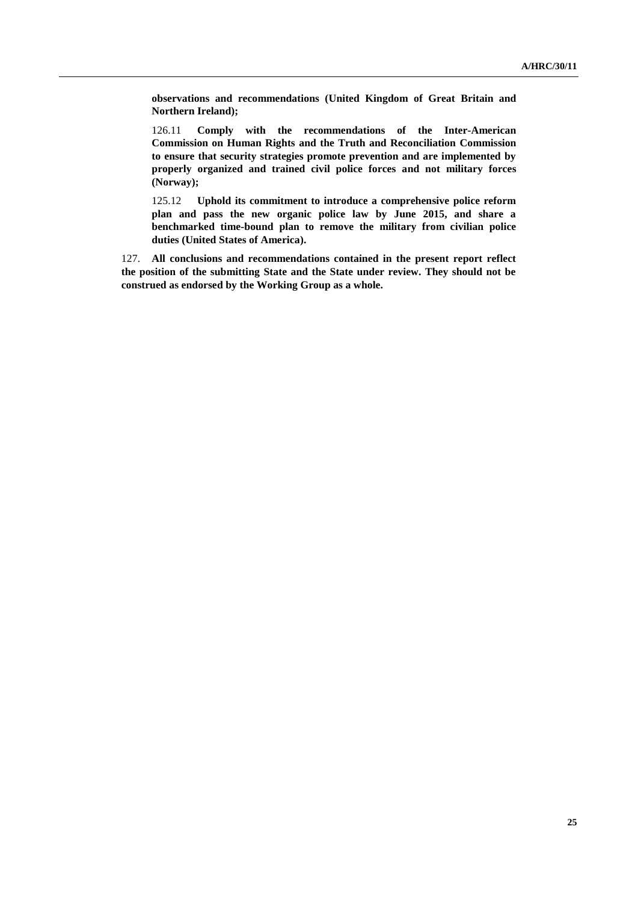**observations and recommendations (United Kingdom of Great Britain and Northern Ireland);**

126.11 **Comply with the recommendations of the Inter-American Commission on Human Rights and the Truth and Reconciliation Commission to ensure that security strategies promote prevention and are implemented by properly organized and trained civil police forces and not military forces (Norway);**

125.12 **Uphold its commitment to introduce a comprehensive police reform plan and pass the new organic police law by June 2015, and share a benchmarked time-bound plan to remove the military from civilian police duties (United States of America).**

127. **All conclusions and recommendations contained in the present report reflect the position of the submitting State and the State under review. They should not be construed as endorsed by the Working Group as a whole.**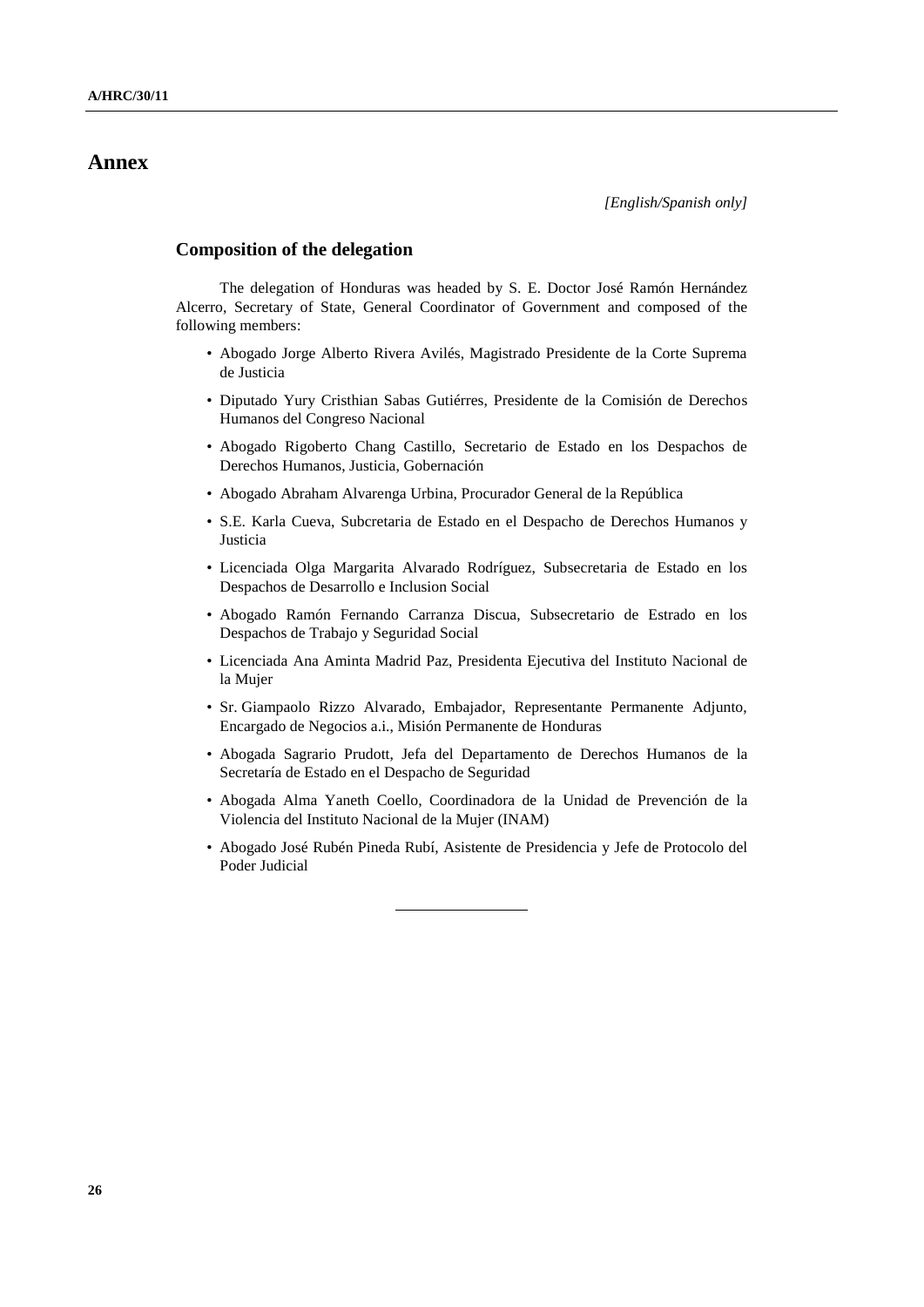# Annex

*[English/Spanish only]*

## Composition of the delegation

The delegation of Honduras was headed by S. E. Doctor José Ramón Hernández Alcerro, Secretary of State, General Coordinator of Government and composed of the following members:

- Abogado Jorge Alberto Rivera Avilés, Magistrado Presidente de la Corte Suprema de Justicia
- Diputado Yury Cristhian Sabas Gutiérres, Presidente de la Comisión de Derechos Humanos del Congreso Nacional
- Abogado Rigoberto Chang Castillo, Secretario de Estado en los Despachos de Derechos Humanos, Justicia, Gobernación
- Abogado Abraham Alvarenga Urbina, Procurador General de la República
- S.E. Karla Cueva, Subcretaria de Estado en el Despacho de Derechos Humanos y Justicia
- Licenciada Olga Margarita Alvarado Rodríguez, Subsecretaria de Estado en los Despachos de Desarrollo e Inclusion Social
- Abogado Ramón Fernando Carranza Discua, Subsecretario de Estrado en los Despachos de Trabajo y Seguridad Social
- Licenciada Ana Aminta Madrid Paz, Presidenta Ejecutiva del Instituto Nacional de la Mujer
- Sr. Giampaolo Rizzo Alvarado, Embajador, Representante Permanente Adjunto, Encargado de Negocios a.i., Misión Permanente de Honduras
- Abogada Sagrario Prudott, Jefa del Departamento de Derechos Humanos de la Secretaría de Estado en el Despacho de Seguridad
- Abogada Alma Yaneth Coello, Coordinadora de la Unidad de Prevención de la Violencia del Instituto Nacional de la Mujer (INAM)
- Abogado José Rubén Pineda Rubí, Asistente de Presidencia y Jefe de Protocolo del Poder Judicial